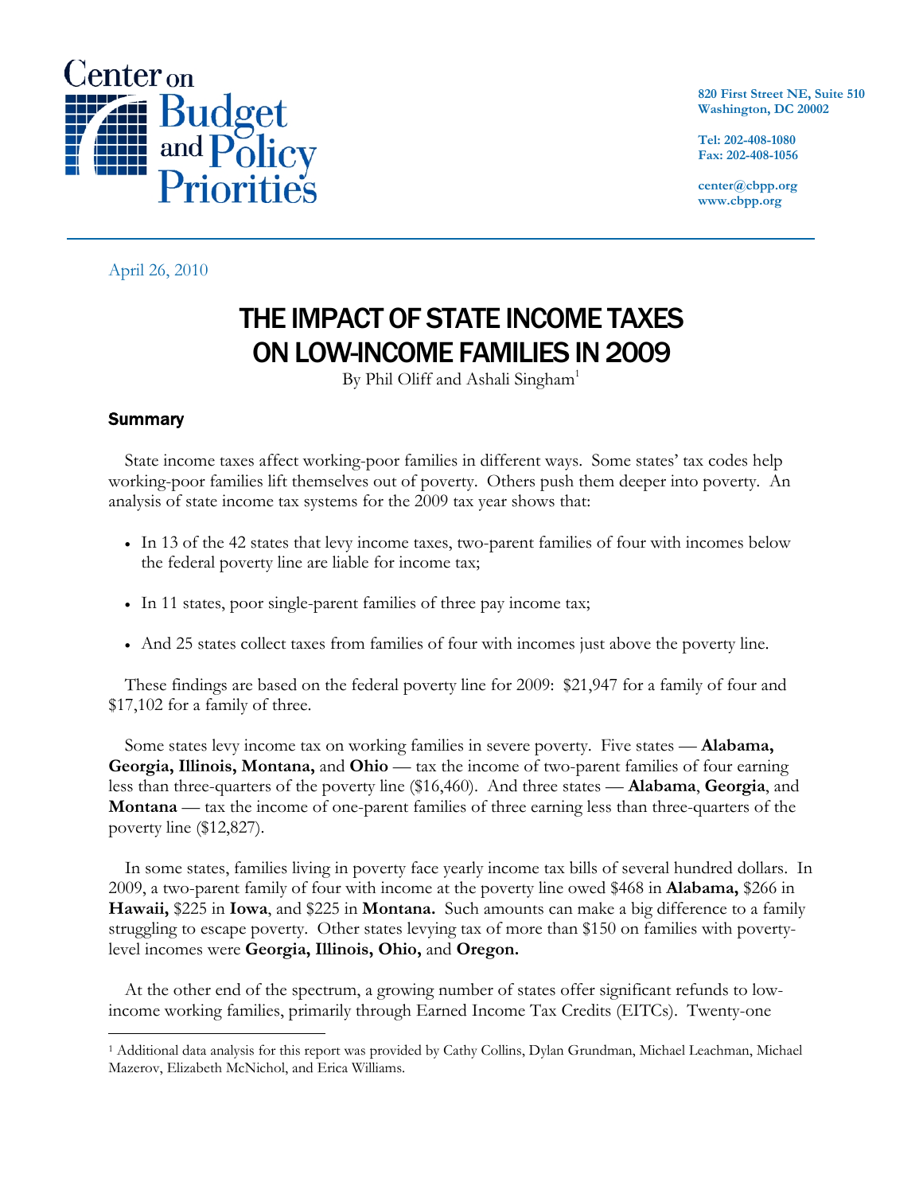Center on Budget and Policy Priorities

820 First Street NE, Suite 510
Washington, DC 20002

Tel: 202-408-1080
Fax: 202-408-1056

center@cbpp.org
www.cbpp.org

April 26, 2010

# THE IMPACT OF STATE INCOME TAXES ON LOW-INCOME FAMILIES IN 2009

By Phil Oliff and Ashali Singham[1]

## Summary

State income taxes affect working-poor families in different ways. Some states' tax codes help working-poor families lift themselves out of poverty. Others push them deeper into poverty. An analysis of state income tax systems for the 2009 tax year shows that:

- In 13 of the 42 states that levy income taxes, two-parent families of four with incomes below the federal poverty line are liable for income tax;
- In 11 states, poor single-parent families of three pay income tax;
- And 25 states collect taxes from families of four with incomes just above the poverty line.

These findings are based on the federal poverty line for 2009: $21,947 for a family of four and $17,102 for a family of three.

Some states levy income tax on working families in severe poverty. Five states — **Alabama, Georgia, Illinois, Montana,** and **Ohio** — tax the income of two-parent families of four earning less than three-quarters of the poverty line ($16,460). And three states — **Alabama**, **Georgia**, and **Montana** — tax the income of one-parent families of three earning less than three-quarters of the poverty line ($12,827).

In some states, families living in poverty face yearly income tax bills of several hundred dollars. In 2009, a two-parent family of four with income at the poverty line owed $468 in **Alabama,** $266 in **Hawaii,** $225 in **Iowa**, and $225 in **Montana.** Such amounts can make a big difference to a family struggling to escape poverty. Other states levying tax of more than $150 on families with poverty-level incomes were **Georgia, Illinois, Ohio,** and **Oregon.**

At the other end of the spectrum, a growing number of states offer significant refunds to low-income working families, primarily through Earned Income Tax Credits (EITCs). Twenty-one

[1] Additional data analysis for this report was provided by Cathy Collins, Dylan Grundman, Michael Leachman, Michael Mazerov, Elizabeth McNichol, and Erica Williams.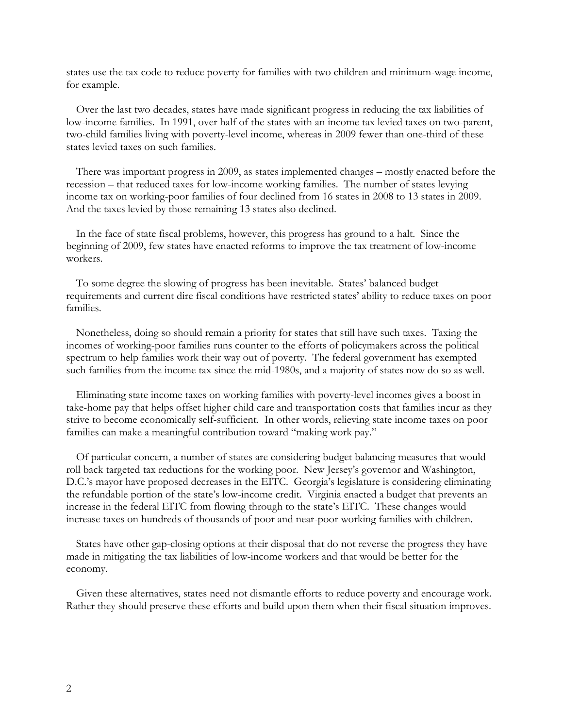states use the tax code to reduce poverty for families with two children and minimum-wage income, for example.

Over the last two decades, states have made significant progress in reducing the tax liabilities of low-income families. In 1991, over half of the states with an income tax levied taxes on two-parent, two-child families living with poverty-level income, whereas in 2009 fewer than one-third of these states levied taxes on such families.

There was important progress in 2009, as states implemented changes – mostly enacted before the recession – that reduced taxes for low-income working families. The number of states levying income tax on working-poor families of four declined from 16 states in 2008 to 13 states in 2009. And the taxes levied by those remaining 13 states also declined.

In the face of state fiscal problems, however, this progress has ground to a halt. Since the beginning of 2009, few states have enacted reforms to improve the tax treatment of low-income workers.

To some degree the slowing of progress has been inevitable. States' balanced budget requirements and current dire fiscal conditions have restricted states' ability to reduce taxes on poor families.

Nonetheless, doing so should remain a priority for states that still have such taxes. Taxing the incomes of working-poor families runs counter to the efforts of policymakers across the political spectrum to help families work their way out of poverty. The federal government has exempted such families from the income tax since the mid-1980s, and a majority of states now do so as well.

Eliminating state income taxes on working families with poverty-level incomes gives a boost in take-home pay that helps offset higher child care and transportation costs that families incur as they strive to become economically self-sufficient. In other words, relieving state income taxes on poor families can make a meaningful contribution toward "making work pay."

Of particular concern, a number of states are considering budget balancing measures that would roll back targeted tax reductions for the working poor. New Jersey's governor and Washington, D.C.'s mayor have proposed decreases in the EITC. Georgia's legislature is considering eliminating the refundable portion of the state's low-income credit. Virginia enacted a budget that prevents an increase in the federal EITC from flowing through to the state's EITC. These changes would increase taxes on hundreds of thousands of poor and near-poor working families with children.

States have other gap-closing options at their disposal that do not reverse the progress they have made in mitigating the tax liabilities of low-income workers and that would be better for the economy.

Given these alternatives, states need not dismantle efforts to reduce poverty and encourage work. Rather they should preserve these efforts and build upon them when their fiscal situation improves.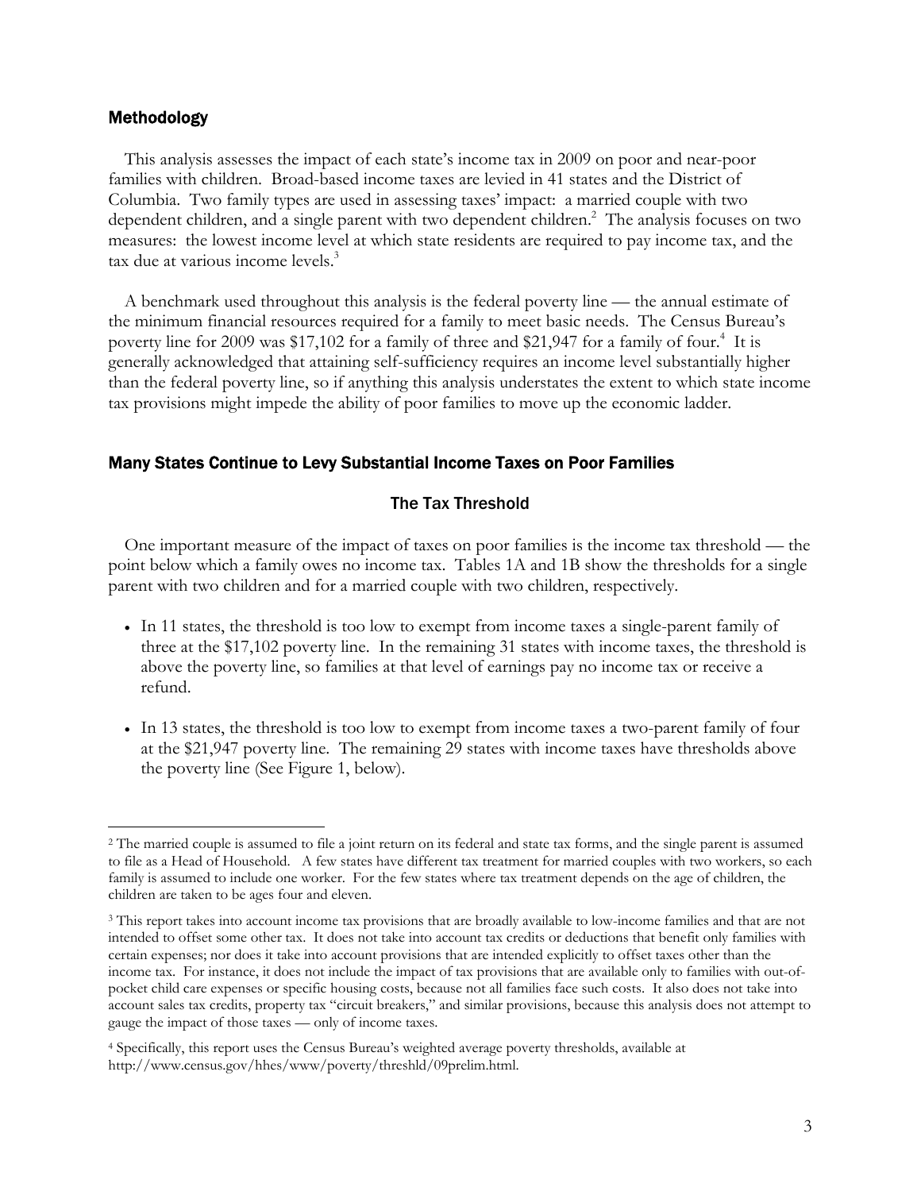## Methodology

This analysis assesses the impact of each state's income tax in 2009 on poor and near-poor families with children. Broad-based income taxes are levied in 41 states and the District of Columbia. Two family types are used in assessing taxes' impact: a married couple with two dependent children, and a single parent with two dependent children.[2] The analysis focuses on two measures: the lowest income level at which state residents are required to pay income tax, and the tax due at various income levels.[3]

A benchmark used throughout this analysis is the federal poverty line — the annual estimate of the minimum financial resources required for a family to meet basic needs. The Census Bureau's poverty line for 2009 was $17,102 for a family of three and $21,947 for a family of four.[4] It is generally acknowledged that attaining self-sufficiency requires an income level substantially higher than the federal poverty line, so if anything this analysis understates the extent to which state income tax provisions might impede the ability of poor families to move up the economic ladder.

## Many States Continue to Levy Substantial Income Taxes on Poor Families

### The Tax Threshold

One important measure of the impact of taxes on poor families is the income tax threshold — the point below which a family owes no income tax. Tables 1A and 1B show the thresholds for a single parent with two children and for a married couple with two children, respectively.

- In 11 states, the threshold is too low to exempt from income taxes a single-parent family of three at the $17,102 poverty line. In the remaining 31 states with income taxes, the threshold is above the poverty line, so families at that level of earnings pay no income tax or receive a refund.
- In 13 states, the threshold is too low to exempt from income taxes a two-parent family of four at the $21,947 poverty line. The remaining 29 states with income taxes have thresholds above the poverty line (See Figure 1, below).

---

[2] The married couple is assumed to file a joint return on its federal and state tax forms, and the single parent is assumed to file as a Head of Household. A few states have different tax treatment for married couples with two workers, so each family is assumed to include one worker. For the few states where tax treatment depends on the age of children, the children are taken to be ages four and eleven.

[3] This report takes into account income tax provisions that are broadly available to low-income families and that are not intended to offset some other tax. It does not take into account tax credits or deductions that benefit only families with certain expenses; nor does it take into account provisions that are intended explicitly to offset taxes other than the income tax. For instance, it does not include the impact of tax provisions that are available only to families with out-of-pocket child care expenses or specific housing costs, because not all families face such costs. It also does not take into account sales tax credits, property tax "circuit breakers," and similar provisions, because this analysis does not attempt to gauge the impact of those taxes — only of income taxes.

[4] Specifically, this report uses the Census Bureau's weighted average poverty thresholds, available at http://www.census.gov/hhes/www/poverty/threshld/09prelim.html.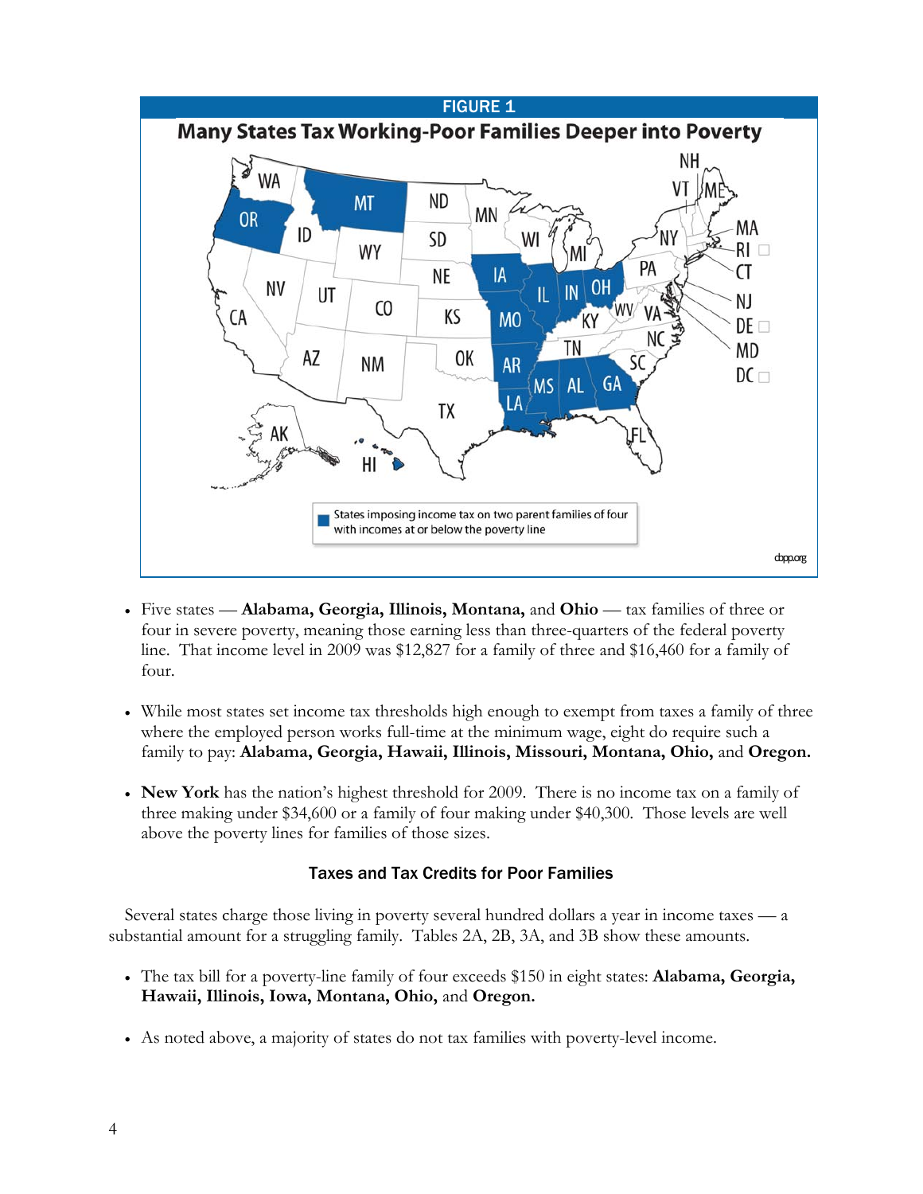FIGURE 1

**Many States Tax Working-Poor Families Deeper into Poverty**

States imposing income tax on two parent families of four with incomes at or below the poverty line

cbpp.org

- Five states — **Alabama, Georgia, Illinois, Montana,** and **Ohio** — tax families of three or four in severe poverty, meaning those earning less than three-quarters of the federal poverty line. That income level in 2009 was $12,827 for a family of three and $16,460 for a family of four.

- While most states set income tax thresholds high enough to exempt from taxes a family of three where the employed person works full-time at the minimum wage, eight do require such a family to pay: **Alabama, Georgia, Hawaii, Illinois, Missouri, Montana, Ohio,** and **Oregon.**

- **New York** has the nation's highest threshold for 2009. There is no income tax on a family of three making under $34,600 or a family of four making under $40,300. Those levels are well above the poverty lines for families of those sizes.

### Taxes and Tax Credits for Poor Families

Several states charge those living in poverty several hundred dollars a year in income taxes — a substantial amount for a struggling family. Tables 2A, 2B, 3A, and 3B show these amounts.

- The tax bill for a poverty-line family of four exceeds $150 in eight states: **Alabama, Georgia, Hawaii, Illinois, Iowa, Montana, Ohio,** and **Oregon.**

- As noted above, a majority of states do not tax families with poverty-level income.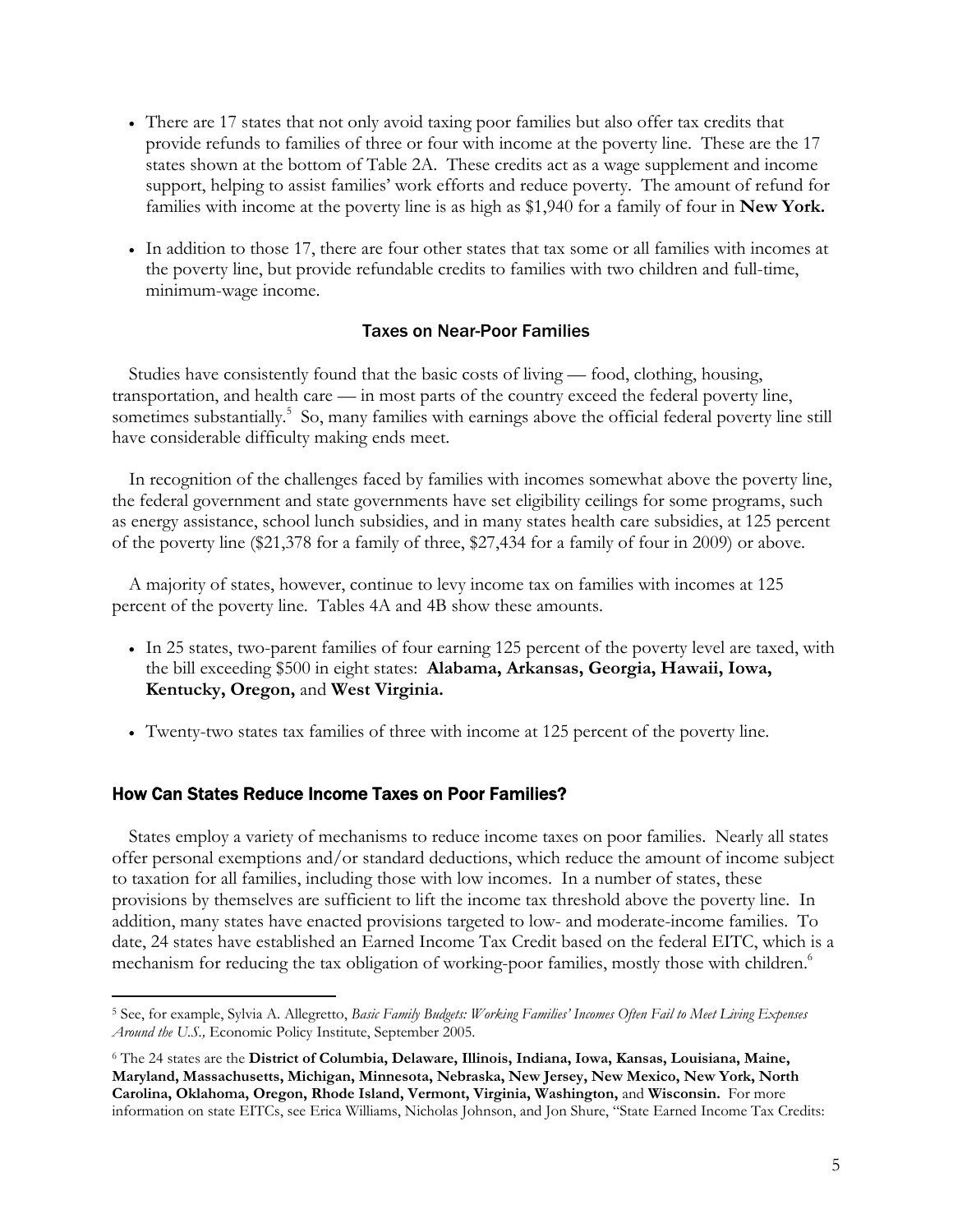- There are 17 states that not only avoid taxing poor families but also offer tax credits that provide refunds to families of three or four with income at the poverty line. These are the 17 states shown at the bottom of Table 2A. These credits act as a wage supplement and income support, helping to assist families' work efforts and reduce poverty. The amount of refund for families with income at the poverty line is as high as $1,940 for a family of four in **New York.**

- In addition to those 17, there are four other states that tax some or all families with incomes at the poverty line, but provide refundable credits to families with two children and full-time, minimum-wage income.

### Taxes on Near-Poor Families

Studies have consistently found that the basic costs of living — food, clothing, housing, transportation, and health care — in most parts of the country exceed the federal poverty line, sometimes substantially.[5] So, many families with earnings above the official federal poverty line still have considerable difficulty making ends meet.

In recognition of the challenges faced by families with incomes somewhat above the poverty line, the federal government and state governments have set eligibility ceilings for some programs, such as energy assistance, school lunch subsidies, and in many states health care subsidies, at 125 percent of the poverty line ($21,378 for a family of three, $27,434 for a family of four in 2009) or above.

A majority of states, however, continue to levy income tax on families with incomes at 125 percent of the poverty line. Tables 4A and 4B show these amounts.

- In 25 states, two-parent families of four earning 125 percent of the poverty level are taxed, with the bill exceeding $500 in eight states: **Alabama, Arkansas, Georgia, Hawaii, Iowa, Kentucky, Oregon,** and **West Virginia.**

- Twenty-two states tax families of three with income at 125 percent of the poverty line.

## How Can States Reduce Income Taxes on Poor Families?

States employ a variety of mechanisms to reduce income taxes on poor families. Nearly all states offer personal exemptions and/or standard deductions, which reduce the amount of income subject to taxation for all families, including those with low incomes. In a number of states, these provisions by themselves are sufficient to lift the income tax threshold above the poverty line. In addition, many states have enacted provisions targeted to low- and moderate-income families. To date, 24 states have established an Earned Income Tax Credit based on the federal EITC, which is a mechanism for reducing the tax obligation of working-poor families, mostly those with children.[6]

---

[5] See, for example, Sylvia A. Allegretto, *Basic Family Budgets: Working Families' Incomes Often Fail to Meet Living Expenses Around the U.S.,* Economic Policy Institute, September 2005.

[6] The 24 states are the **District of Columbia, Delaware, Illinois, Indiana, Iowa, Kansas, Louisiana, Maine, Maryland, Massachusetts, Michigan, Minnesota, Nebraska, New Jersey, New Mexico, New York, North Carolina, Oklahoma, Oregon, Rhode Island, Vermont, Virginia, Washington,** and **Wisconsin.** For more information on state EITCs, see Erica Williams, Nicholas Johnson, and Jon Shure, "State Earned Income Tax Credits: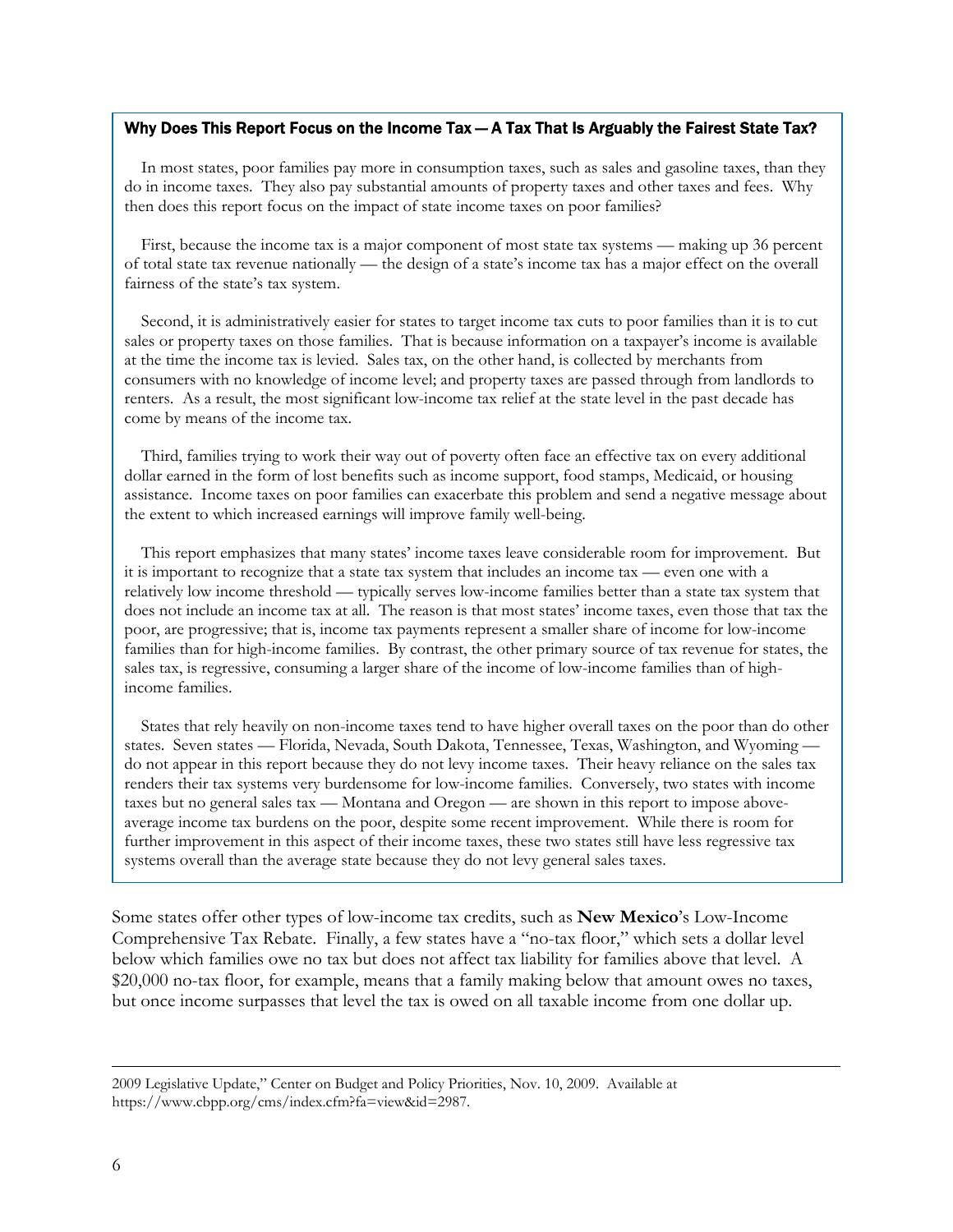### Why Does This Report Focus on the Income Tax — A Tax That Is Arguably the Fairest State Tax?

In most states, poor families pay more in consumption taxes, such as sales and gasoline taxes, than they do in income taxes. They also pay substantial amounts of property taxes and other taxes and fees. Why then does this report focus on the impact of state income taxes on poor families?

First, because the income tax is a major component of most state tax systems — making up 36 percent of total state tax revenue nationally — the design of a state's income tax has a major effect on the overall fairness of the state's tax system.

Second, it is administratively easier for states to target income tax cuts to poor families than it is to cut sales or property taxes on those families. That is because information on a taxpayer's income is available at the time the income tax is levied. Sales tax, on the other hand, is collected by merchants from consumers with no knowledge of income level; and property taxes are passed through from landlords to renters. As a result, the most significant low-income tax relief at the state level in the past decade has come by means of the income tax.

Third, families trying to work their way out of poverty often face an effective tax on every additional dollar earned in the form of lost benefits such as income support, food stamps, Medicaid, or housing assistance. Income taxes on poor families can exacerbate this problem and send a negative message about the extent to which increased earnings will improve family well-being.

This report emphasizes that many states' income taxes leave considerable room for improvement. But it is important to recognize that a state tax system that includes an income tax — even one with a relatively low income threshold — typically serves low-income families better than a state tax system that does not include an income tax at all. The reason is that most states' income taxes, even those that tax the poor, are progressive; that is, income tax payments represent a smaller share of income for low-income families than for high-income families. By contrast, the other primary source of tax revenue for states, the sales tax, is regressive, consuming a larger share of the income of low-income families than of high-income families.

States that rely heavily on non-income taxes tend to have higher overall taxes on the poor than do other states. Seven states — Florida, Nevada, South Dakota, Tennessee, Texas, Washington, and Wyoming — do not appear in this report because they do not levy income taxes. Their heavy reliance on the sales tax renders their tax systems very burdensome for low-income families. Conversely, two states with income taxes but no general sales tax — Montana and Oregon — are shown in this report to impose above-average income tax burdens on the poor, despite some recent improvement. While there is room for further improvement in this aspect of their income taxes, these two states still have less regressive tax systems overall than the average state because they do not levy general sales taxes.

Some states offer other types of low-income tax credits, such as **New Mexico**'s Low-Income Comprehensive Tax Rebate. Finally, a few states have a "no-tax floor," which sets a dollar level below which families owe no tax but does not affect tax liability for families above that level. A $20,000 no-tax floor, for example, means that a family making below that amount owes no taxes, but once income surpasses that level the tax is owed on all taxable income from one dollar up.

---

2009 Legislative Update," Center on Budget and Policy Priorities, Nov. 10, 2009. Available at https://www.cbpp.org/cms/index.cfm?fa=view&id=2987.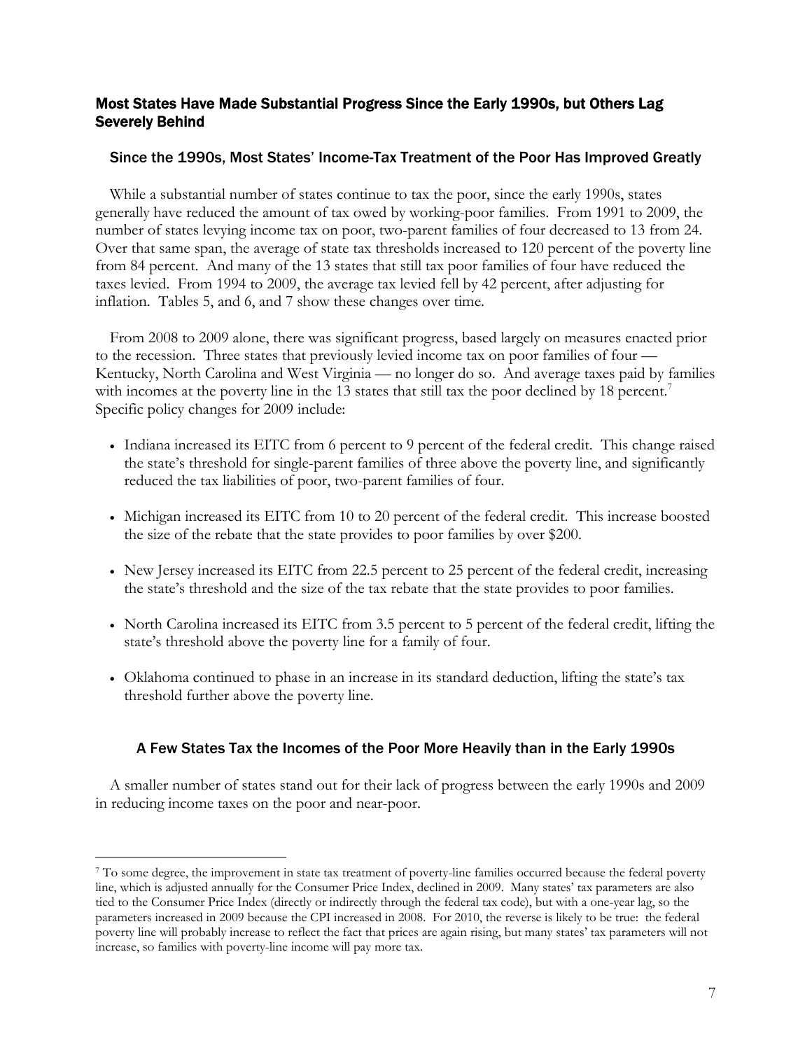## Most States Have Made Substantial Progress Since the Early 1990s, but Others Lag Severely Behind

### Since the 1990s, Most States' Income-Tax Treatment of the Poor Has Improved Greatly

While a substantial number of states continue to tax the poor, since the early 1990s, states generally have reduced the amount of tax owed by working-poor families. From 1991 to 2009, the number of states levying income tax on poor, two-parent families of four decreased to 13 from 24. Over that same span, the average of state tax thresholds increased to 120 percent of the poverty line from 84 percent. And many of the 13 states that still tax poor families of four have reduced the taxes levied. From 1994 to 2009, the average tax levied fell by 42 percent, after adjusting for inflation. Tables 5, and 6, and 7 show these changes over time.

From 2008 to 2009 alone, there was significant progress, based largely on measures enacted prior to the recession. Three states that previously levied income tax on poor families of four — Kentucky, North Carolina and West Virginia — no longer do so. And average taxes paid by families with incomes at the poverty line in the 13 states that still tax the poor declined by 18 percent.[7] Specific policy changes for 2009 include:

- Indiana increased its EITC from 6 percent to 9 percent of the federal credit. This change raised the state's threshold for single-parent families of three above the poverty line, and significantly reduced the tax liabilities of poor, two-parent families of four.
- Michigan increased its EITC from 10 to 20 percent of the federal credit. This increase boosted the size of the rebate that the state provides to poor families by over $200.
- New Jersey increased its EITC from 22.5 percent to 25 percent of the federal credit, increasing the state's threshold and the size of the tax rebate that the state provides to poor families.
- North Carolina increased its EITC from 3.5 percent to 5 percent of the federal credit, lifting the state's threshold above the poverty line for a family of four.
- Oklahoma continued to phase in an increase in its standard deduction, lifting the state's tax threshold further above the poverty line.

### A Few States Tax the Incomes of the Poor More Heavily than in the Early 1990s

A smaller number of states stand out for their lack of progress between the early 1990s and 2009 in reducing income taxes on the poor and near-poor.

---

[7] To some degree, the improvement in state tax treatment of poverty-line families occurred because the federal poverty line, which is adjusted annually for the Consumer Price Index, declined in 2009. Many states' tax parameters are also tied to the Consumer Price Index (directly or indirectly through the federal tax code), but with a one-year lag, so the parameters increased in 2009 because the CPI increased in 2008. For 2010, the reverse is likely to be true: the federal poverty line will probably increase to reflect the fact that prices are again rising, but many states' tax parameters will not increase, so families with poverty-line income will pay more tax.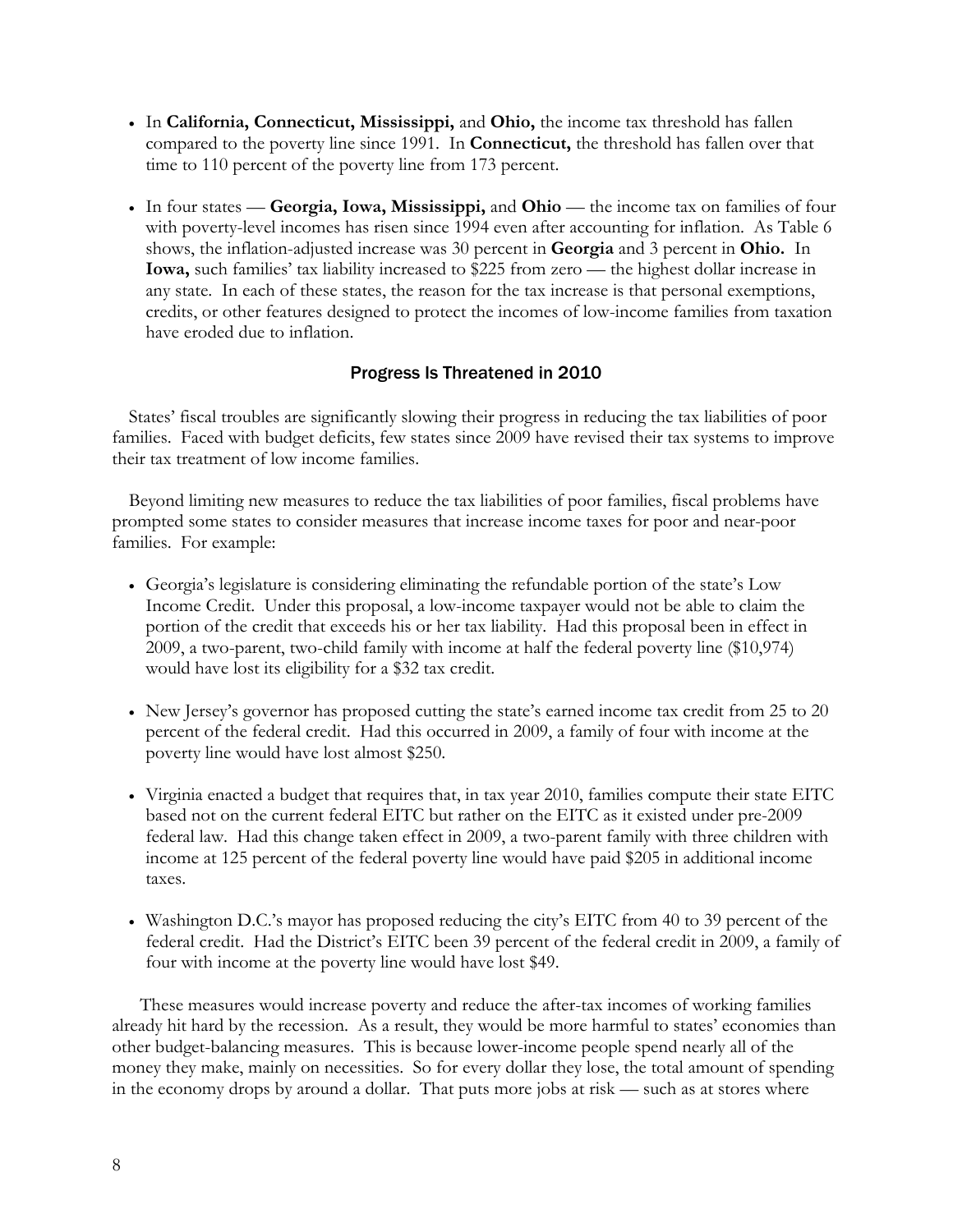- In **California, Connecticut, Mississippi,** and **Ohio,** the income tax threshold has fallen compared to the poverty line since 1991. In **Connecticut,** the threshold has fallen over that time to 110 percent of the poverty line from 173 percent.
- In four states — **Georgia, Iowa, Mississippi,** and **Ohio** — the income tax on families of four with poverty-level incomes has risen since 1994 even after accounting for inflation. As Table 6 shows, the inflation-adjusted increase was 30 percent in **Georgia** and 3 percent in **Ohio.** In **Iowa,** such families' tax liability increased to $225 from zero — the highest dollar increase in any state. In each of these states, the reason for the tax increase is that personal exemptions, credits, or other features designed to protect the incomes of low-income families from taxation have eroded due to inflation.

## Progress Is Threatened in 2010

States' fiscal troubles are significantly slowing their progress in reducing the tax liabilities of poor families. Faced with budget deficits, few states since 2009 have revised their tax systems to improve their tax treatment of low income families.

Beyond limiting new measures to reduce the tax liabilities of poor families, fiscal problems have prompted some states to consider measures that increase income taxes for poor and near-poor families. For example:

- Georgia's legislature is considering eliminating the refundable portion of the state's Low Income Credit. Under this proposal, a low-income taxpayer would not be able to claim the portion of the credit that exceeds his or her tax liability. Had this proposal been in effect in 2009, a two-parent, two-child family with income at half the federal poverty line ($10,974) would have lost its eligibility for a $32 tax credit.
- New Jersey's governor has proposed cutting the state's earned income tax credit from 25 to 20 percent of the federal credit. Had this occurred in 2009, a family of four with income at the poverty line would have lost almost $250.
- Virginia enacted a budget that requires that, in tax year 2010, families compute their state EITC based not on the current federal EITC but rather on the EITC as it existed under pre-2009 federal law. Had this change taken effect in 2009, a two-parent family with three children with income at 125 percent of the federal poverty line would have paid $205 in additional income taxes.
- Washington D.C.'s mayor has proposed reducing the city's EITC from 40 to 39 percent of the federal credit. Had the District's EITC been 39 percent of the federal credit in 2009, a family of four with income at the poverty line would have lost $49.

These measures would increase poverty and reduce the after-tax incomes of working families already hit hard by the recession. As a result, they would be more harmful to states' economies than other budget-balancing measures. This is because lower-income people spend nearly all of the money they make, mainly on necessities. So for every dollar they lose, the total amount of spending in the economy drops by around a dollar. That puts more jobs at risk — such as at stores where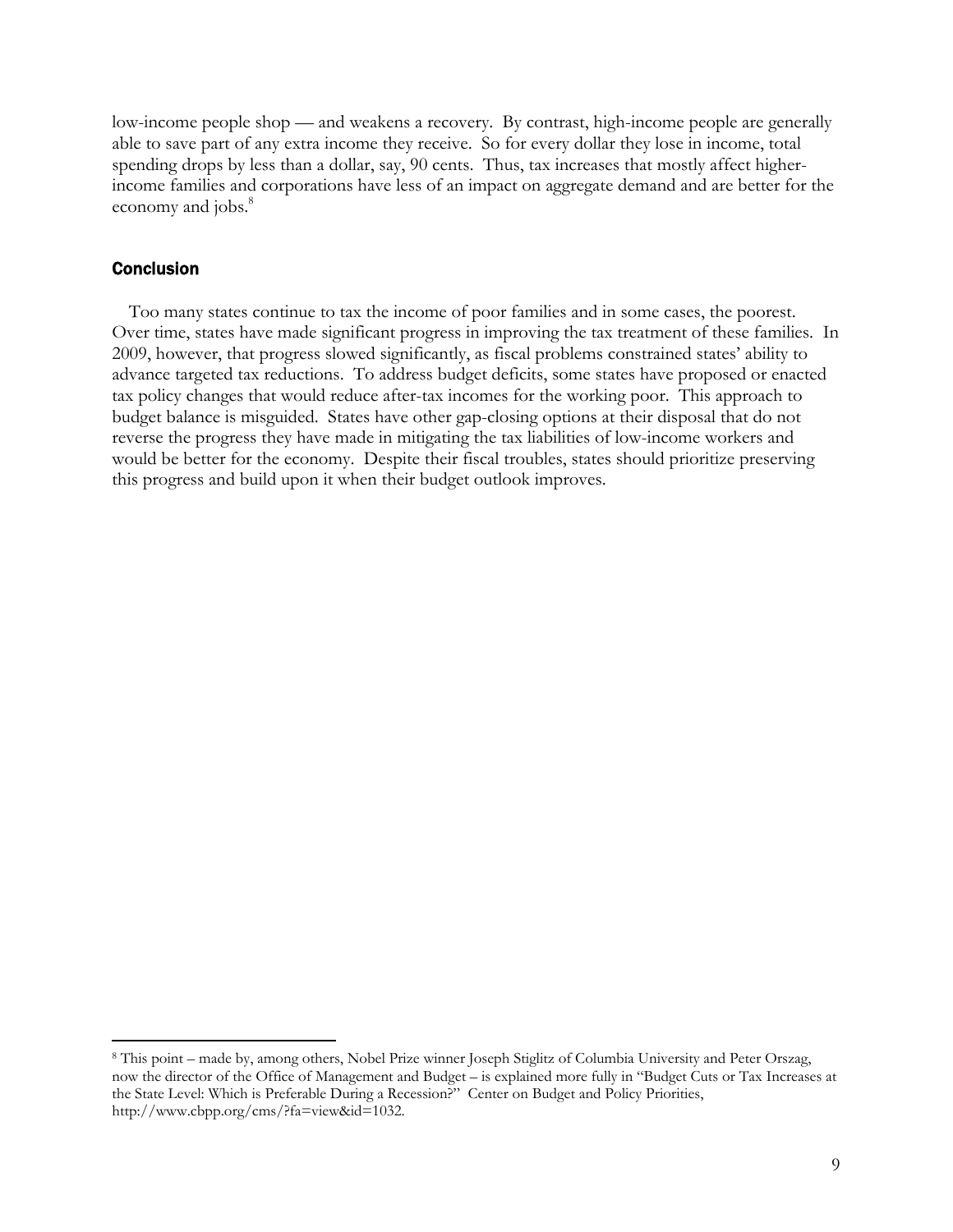low-income people shop — and weakens a recovery. By contrast, high-income people are generally able to save part of any extra income they receive. So for every dollar they lose in income, total spending drops by less than a dollar, say, 90 cents. Thus, tax increases that mostly affect higher-income families and corporations have less of an impact on aggregate demand and are better for the economy and jobs.[8]

## Conclusion

Too many states continue to tax the income of poor families and in some cases, the poorest. Over time, states have made significant progress in improving the tax treatment of these families. In 2009, however, that progress slowed significantly, as fiscal problems constrained states' ability to advance targeted tax reductions. To address budget deficits, some states have proposed or enacted tax policy changes that would reduce after-tax incomes for the working poor. This approach to budget balance is misguided. States have other gap-closing options at their disposal that do not reverse the progress they have made in mitigating the tax liabilities of low-income workers and would be better for the economy. Despite their fiscal troubles, states should prioritize preserving this progress and build upon it when their budget outlook improves.

---

[8] This point – made by, among others, Nobel Prize winner Joseph Stiglitz of Columbia University and Peter Orszag, now the director of the Office of Management and Budget – is explained more fully in "Budget Cuts or Tax Increases at the State Level: Which is Preferable During a Recession?" Center on Budget and Policy Priorities, http://www.cbpp.org/cms/?fa=view&id=1032.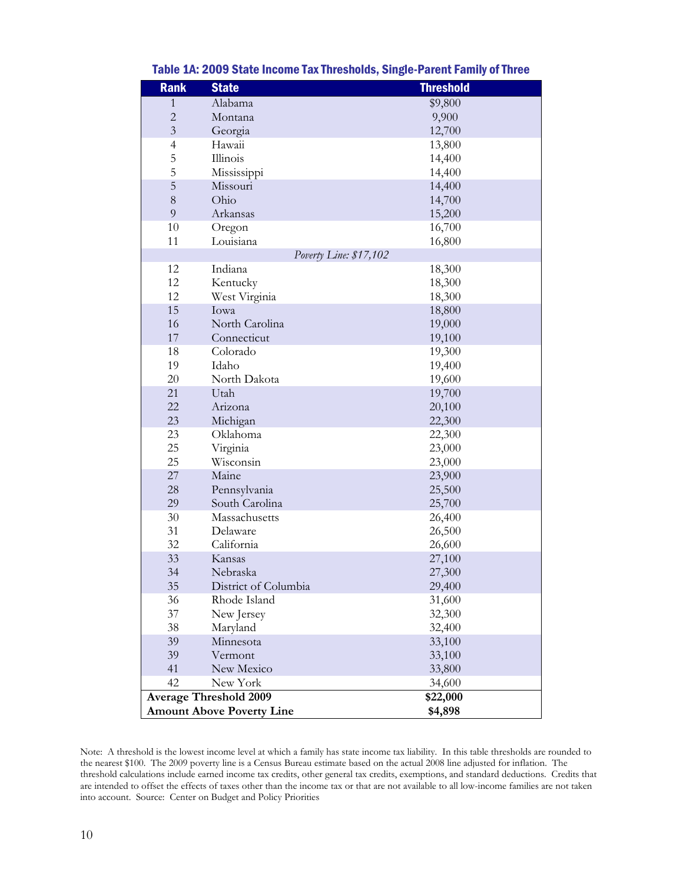## Table 1A: 2009 State Income Tax Thresholds, Single-Parent Family of Three

| Rank | State | Threshold |
|---|---|---|
| 1 | Alabama | $9,800 |
| 2 | Montana | 9,900 |
| 3 | Georgia | 12,700 |
| 4 | Hawaii | 13,800 |
| 5 | Illinois | 14,400 |
| 5 | Mississippi | 14,400 |
| 5 | Missouri | 14,400 |
| 8 | Ohio | 14,700 |
| 9 | Arkansas | 15,200 |
| 10 | Oregon | 16,700 |
| 11 | Louisiana | 16,800 |
| | *Poverty Line: $17,102* | |
| 12 | Indiana | 18,300 |
| 12 | Kentucky | 18,300 |
| 12 | West Virginia | 18,300 |
| 15 | Iowa | 18,800 |
| 16 | North Carolina | 19,000 |
| 17 | Connecticut | 19,100 |
| 18 | Colorado | 19,300 |
| 19 | Idaho | 19,400 |
| 20 | North Dakota | 19,600 |
| 21 | Utah | 19,700 |
| 22 | Arizona | 20,100 |
| 23 | Michigan | 22,300 |
| 23 | Oklahoma | 22,300 |
| 25 | Virginia | 23,000 |
| 25 | Wisconsin | 23,000 |
| 27 | Maine | 23,900 |
| 28 | Pennsylvania | 25,500 |
| 29 | South Carolina | 25,700 |
| 30 | Massachusetts | 26,400 |
| 31 | Delaware | 26,500 |
| 32 | California | 26,600 |
| 33 | Kansas | 27,100 |
| 34 | Nebraska | 27,300 |
| 35 | District of Columbia | 29,400 |
| 36 | Rhode Island | 31,600 |
| 37 | New Jersey | 32,300 |
| 38 | Maryland | 32,400 |
| 39 | Minnesota | 33,100 |
| 39 | Vermont | 33,100 |
| 41 | New Mexico | 33,800 |
| 42 | New York | 34,600 |
| **Average Threshold 2009** | | **$22,000** |
| **Amount Above Poverty Line** | | **$4,898** |

Note: A threshold is the lowest income level at which a family has state income tax liability. In this table thresholds are rounded to the nearest $100. The 2009 poverty line is a Census Bureau estimate based on the actual 2008 line adjusted for inflation. The threshold calculations include earned income tax credits, other general tax credits, exemptions, and standard deductions. Credits that are intended to offset the effects of taxes other than the income tax or that are not available to all low-income families are not taken into account. Source: Center on Budget and Policy Priorities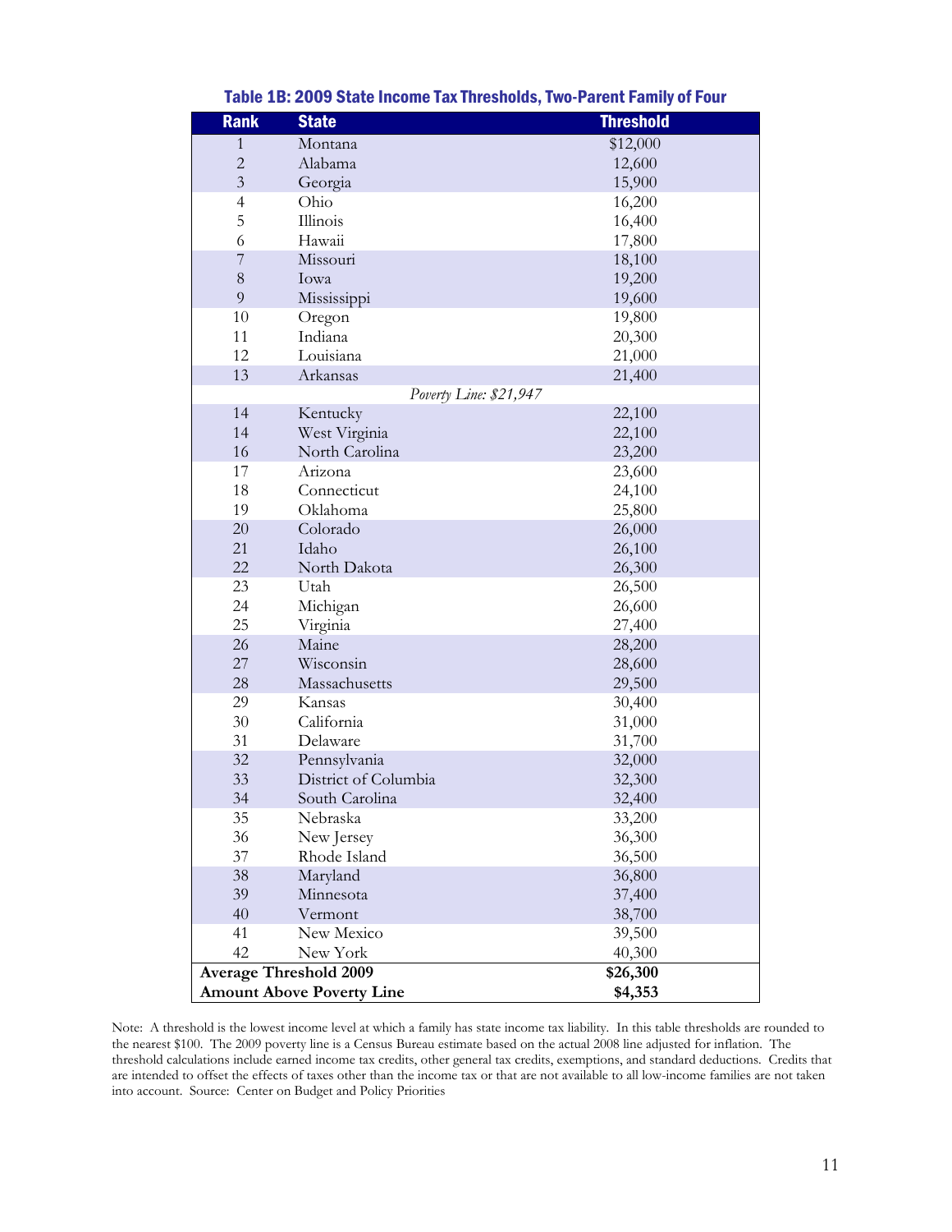### Table 1B: 2009 State Income Tax Thresholds, Two-Parent Family of Four

| Rank | State | Threshold |
|---|---|---|
| 1 | Montana | $12,000 |
| 2 | Alabama | 12,600 |
| 3 | Georgia | 15,900 |
| 4 | Ohio | 16,200 |
| 5 | Illinois | 16,400 |
| 6 | Hawaii | 17,800 |
| 7 | Missouri | 18,100 |
| 8 | Iowa | 19,200 |
| 9 | Mississippi | 19,600 |
| 10 | Oregon | 19,800 |
| 11 | Indiana | 20,300 |
| 12 | Louisiana | 21,000 |
| 13 | Arkansas | 21,400 |
| | *Poverty Line: $21,947* | |
| 14 | Kentucky | 22,100 |
| 14 | West Virginia | 22,100 |
| 16 | North Carolina | 23,200 |
| 17 | Arizona | 23,600 |
| 18 | Connecticut | 24,100 |
| 19 | Oklahoma | 25,800 |
| 20 | Colorado | 26,000 |
| 21 | Idaho | 26,100 |
| 22 | North Dakota | 26,300 |
| 23 | Utah | 26,500 |
| 24 | Michigan | 26,600 |
| 25 | Virginia | 27,400 |
| 26 | Maine | 28,200 |
| 27 | Wisconsin | 28,600 |
| 28 | Massachusetts | 29,500 |
| 29 | Kansas | 30,400 |
| 30 | California | 31,000 |
| 31 | Delaware | 31,700 |
| 32 | Pennsylvania | 32,000 |
| 33 | District of Columbia | 32,300 |
| 34 | South Carolina | 32,400 |
| 35 | Nebraska | 33,200 |
| 36 | New Jersey | 36,300 |
| 37 | Rhode Island | 36,500 |
| 38 | Maryland | 36,800 |
| 39 | Minnesota | 37,400 |
| 40 | Vermont | 38,700 |
| 41 | New Mexico | 39,500 |
| 42 | New York | 40,300 |
| **Average Threshold 2009** | | **$26,300** |
| **Amount Above Poverty Line** | | **$4,353** |

Note: A threshold is the lowest income level at which a family has state income tax liability. In this table thresholds are rounded to the nearest $100. The 2009 poverty line is a Census Bureau estimate based on the actual 2008 line adjusted for inflation. The threshold calculations include earned income tax credits, other general tax credits, exemptions, and standard deductions. Credits that are intended to offset the effects of taxes other than the income tax or that are not available to all low-income families are not taken into account. Source: Center on Budget and Policy Priorities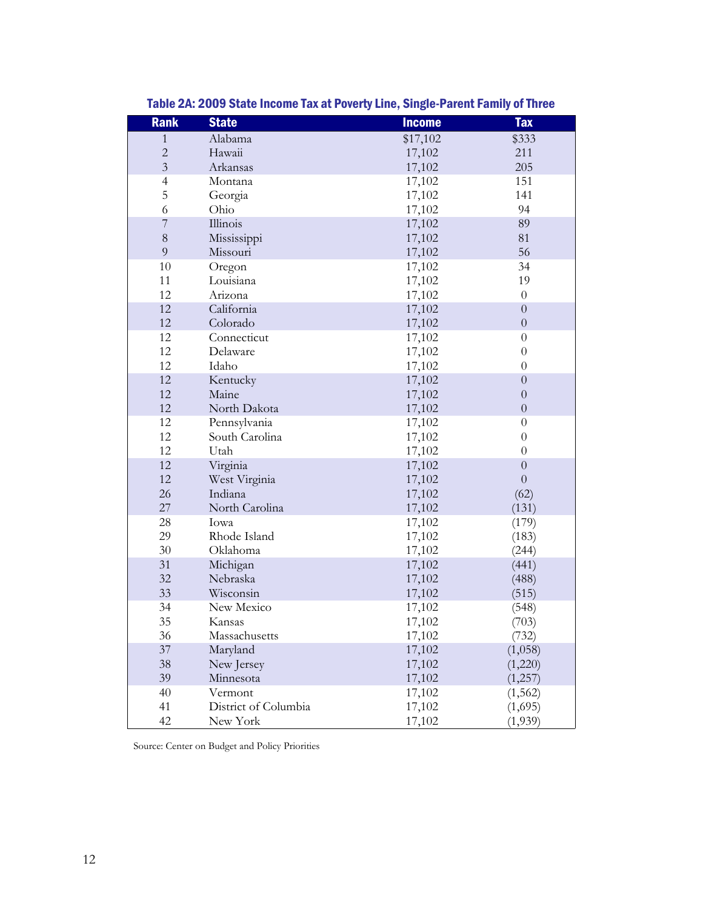## Table 2A: 2009 State Income Tax at Poverty Line, Single-Parent Family of Three

| Rank | State | Income | Tax |
|---|---|---|---|
| 1 | Alabama | $17,102 | $333 |
| 2 | Hawaii | 17,102 | 211 |
| 3 | Arkansas | 17,102 | 205 |
| 4 | Montana | 17,102 | 151 |
| 5 | Georgia | 17,102 | 141 |
| 6 | Ohio | 17,102 | 94 |
| 7 | Illinois | 17,102 | 89 |
| 8 | Mississippi | 17,102 | 81 |
| 9 | Missouri | 17,102 | 56 |
| 10 | Oregon | 17,102 | 34 |
| 11 | Louisiana | 17,102 | 19 |
| 12 | Arizona | 17,102 | 0 |
| 12 | California | 17,102 | 0 |
| 12 | Colorado | 17,102 | 0 |
| 12 | Connecticut | 17,102 | 0 |
| 12 | Delaware | 17,102 | 0 |
| 12 | Idaho | 17,102 | 0 |
| 12 | Kentucky | 17,102 | 0 |
| 12 | Maine | 17,102 | 0 |
| 12 | North Dakota | 17,102 | 0 |
| 12 | Pennsylvania | 17,102 | 0 |
| 12 | South Carolina | 17,102 | 0 |
| 12 | Utah | 17,102 | 0 |
| 12 | Virginia | 17,102 | 0 |
| 12 | West Virginia | 17,102 | 0 |
| 26 | Indiana | 17,102 | (62) |
| 27 | North Carolina | 17,102 | (131) |
| 28 | Iowa | 17,102 | (179) |
| 29 | Rhode Island | 17,102 | (183) |
| 30 | Oklahoma | 17,102 | (244) |
| 31 | Michigan | 17,102 | (441) |
| 32 | Nebraska | 17,102 | (488) |
| 33 | Wisconsin | 17,102 | (515) |
| 34 | New Mexico | 17,102 | (548) |
| 35 | Kansas | 17,102 | (703) |
| 36 | Massachusetts | 17,102 | (732) |
| 37 | Maryland | 17,102 | (1,058) |
| 38 | New Jersey | 17,102 | (1,220) |
| 39 | Minnesota | 17,102 | (1,257) |
| 40 | Vermont | 17,102 | (1,562) |
| 41 | District of Columbia | 17,102 | (1,695) |
| 42 | New York | 17,102 | (1,939) |

Source: Center on Budget and Policy Priorities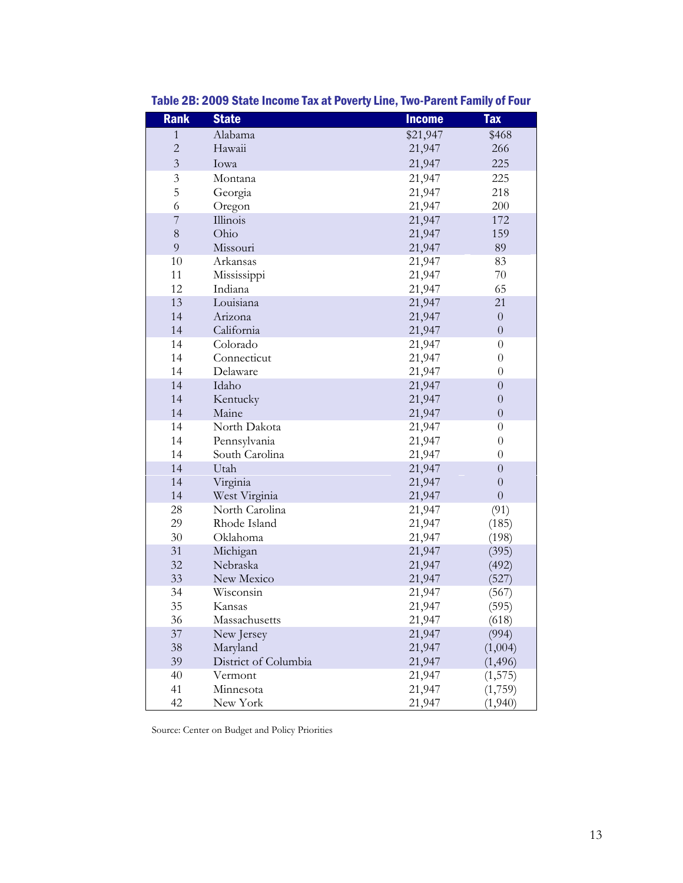### Table 2B: 2009 State Income Tax at Poverty Line, Two-Parent Family of Four

| Rank | State | Income | Tax |
|---|---|---|---|
| 1 | Alabama | $21,947 | $468 |
| 2 | Hawaii | 21,947 | 266 |
| 3 | Iowa | 21,947 | 225 |
| 3 | Montana | 21,947 | 225 |
| 5 | Georgia | 21,947 | 218 |
| 6 | Oregon | 21,947 | 200 |
| 7 | Illinois | 21,947 | 172 |
| 8 | Ohio | 21,947 | 159 |
| 9 | Missouri | 21,947 | 89 |
| 10 | Arkansas | 21,947 | 83 |
| 11 | Mississippi | 21,947 | 70 |
| 12 | Indiana | 21,947 | 65 |
| 13 | Louisiana | 21,947 | 21 |
| 14 | Arizona | 21,947 | 0 |
| 14 | California | 21,947 | 0 |
| 14 | Colorado | 21,947 | 0 |
| 14 | Connecticut | 21,947 | 0 |
| 14 | Delaware | 21,947 | 0 |
| 14 | Idaho | 21,947 | 0 |
| 14 | Kentucky | 21,947 | 0 |
| 14 | Maine | 21,947 | 0 |
| 14 | North Dakota | 21,947 | 0 |
| 14 | Pennsylvania | 21,947 | 0 |
| 14 | South Carolina | 21,947 | 0 |
| 14 | Utah | 21,947 | 0 |
| 14 | Virginia | 21,947 | 0 |
| 14 | West Virginia | 21,947 | 0 |
| 28 | North Carolina | 21,947 | (91) |
| 29 | Rhode Island | 21,947 | (185) |
| 30 | Oklahoma | 21,947 | (198) |
| 31 | Michigan | 21,947 | (395) |
| 32 | Nebraska | 21,947 | (492) |
| 33 | New Mexico | 21,947 | (527) |
| 34 | Wisconsin | 21,947 | (567) |
| 35 | Kansas | 21,947 | (595) |
| 36 | Massachusetts | 21,947 | (618) |
| 37 | New Jersey | 21,947 | (994) |
| 38 | Maryland | 21,947 | (1,004) |
| 39 | District of Columbia | 21,947 | (1,496) |
| 40 | Vermont | 21,947 | (1,575) |
| 41 | Minnesota | 21,947 | (1,759) |
| 42 | New York | 21,947 | (1,940) |

Source: Center on Budget and Policy Priorities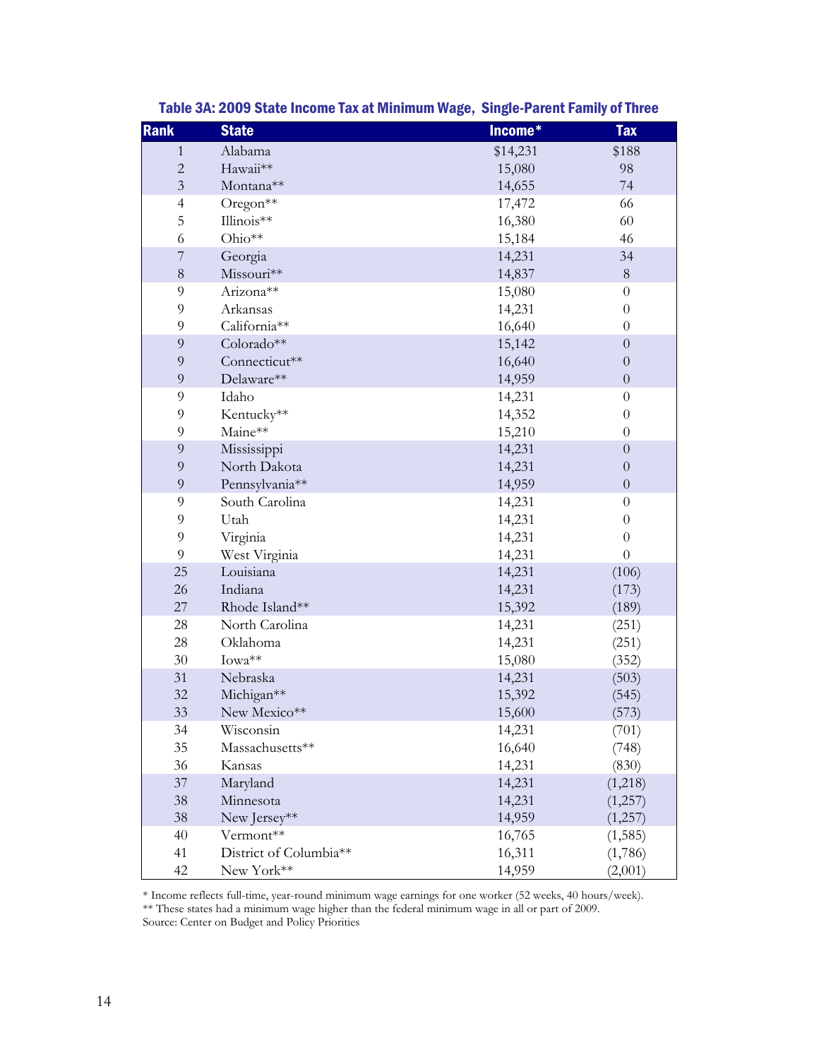**Table 3A: 2009 State Income Tax at Minimum Wage, Single-Parent Family of Three**

| Rank | State | Income* | Tax |
|---|---|---|---|
| 1 | Alabama | $14,231 | $188 |
| 2 | Hawaii** | 15,080 | 98 |
| 3 | Montana** | 14,655 | 74 |
| 4 | Oregon** | 17,472 | 66 |
| 5 | Illinois** | 16,380 | 60 |
| 6 | Ohio** | 15,184 | 46 |
| 7 | Georgia | 14,231 | 34 |
| 8 | Missouri** | 14,837 | 8 |
| 9 | Arizona** | 15,080 | 0 |
| 9 | Arkansas | 14,231 | 0 |
| 9 | California** | 16,640 | 0 |
| 9 | Colorado** | 15,142 | 0 |
| 9 | Connecticut** | 16,640 | 0 |
| 9 | Delaware** | 14,959 | 0 |
| 9 | Idaho | 14,231 | 0 |
| 9 | Kentucky** | 14,352 | 0 |
| 9 | Maine** | 15,210 | 0 |
| 9 | Mississippi | 14,231 | 0 |
| 9 | North Dakota | 14,231 | 0 |
| 9 | Pennsylvania** | 14,959 | 0 |
| 9 | South Carolina | 14,231 | 0 |
| 9 | Utah | 14,231 | 0 |
| 9 | Virginia | 14,231 | 0 |
| 9 | West Virginia | 14,231 | 0 |
| 25 | Louisiana | 14,231 | (106) |
| 26 | Indiana | 14,231 | (173) |
| 27 | Rhode Island** | 15,392 | (189) |
| 28 | North Carolina | 14,231 | (251) |
| 28 | Oklahoma | 14,231 | (251) |
| 30 | Iowa** | 15,080 | (352) |
| 31 | Nebraska | 14,231 | (503) |
| 32 | Michigan** | 15,392 | (545) |
| 33 | New Mexico** | 15,600 | (573) |
| 34 | Wisconsin | 14,231 | (701) |
| 35 | Massachusetts** | 16,640 | (748) |
| 36 | Kansas | 14,231 | (830) |
| 37 | Maryland | 14,231 | (1,218) |
| 38 | Minnesota | 14,231 | (1,257) |
| 38 | New Jersey** | 14,959 | (1,257) |
| 40 | Vermont** | 16,765 | (1,585) |
| 41 | District of Columbia** | 16,311 | (1,786) |
| 42 | New York** | 14,959 | (2,001) |

* Income reflects full-time, year-round minimum wage earnings for one worker (52 weeks, 40 hours/week).
** These states had a minimum wage higher than the federal minimum wage in all or part of 2009.
Source: Center on Budget and Policy Priorities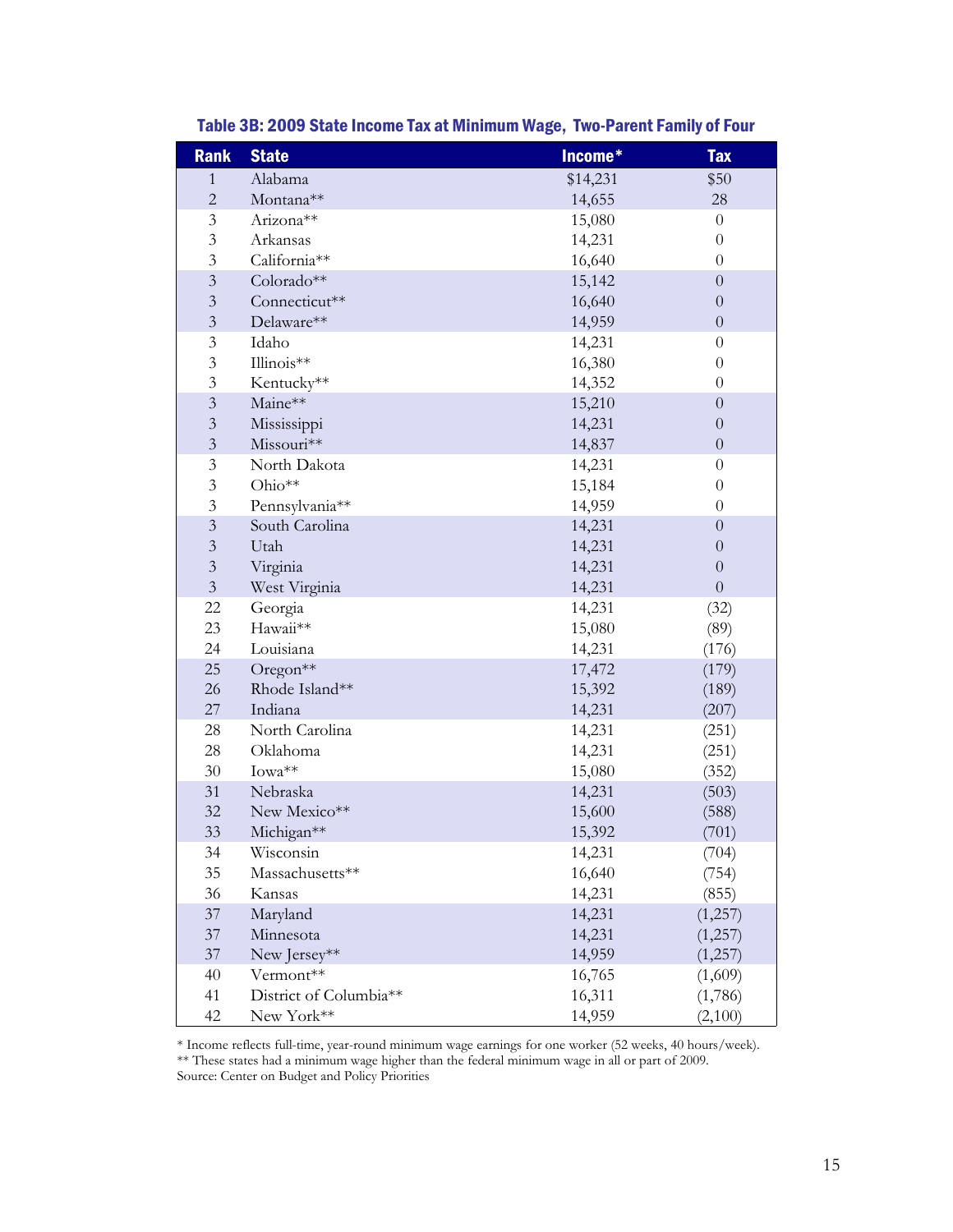### Table 3B: 2009 State Income Tax at Minimum Wage, Two-Parent Family of Four

| Rank | State | Income* | Tax |
|---|---|---|---|
| 1 | Alabama | $14,231 | $50 |
| 2 | Montana** | 14,655 | 28 |
| 3 | Arizona** | 15,080 | 0 |
| 3 | Arkansas | 14,231 | 0 |
| 3 | California** | 16,640 | 0 |
| 3 | Colorado** | 15,142 | 0 |
| 3 | Connecticut** | 16,640 | 0 |
| 3 | Delaware** | 14,959 | 0 |
| 3 | Idaho | 14,231 | 0 |
| 3 | Illinois** | 16,380 | 0 |
| 3 | Kentucky** | 14,352 | 0 |
| 3 | Maine** | 15,210 | 0 |
| 3 | Mississippi | 14,231 | 0 |
| 3 | Missouri** | 14,837 | 0 |
| 3 | North Dakota | 14,231 | 0 |
| 3 | Ohio** | 15,184 | 0 |
| 3 | Pennsylvania** | 14,959 | 0 |
| 3 | South Carolina | 14,231 | 0 |
| 3 | Utah | 14,231 | 0 |
| 3 | Virginia | 14,231 | 0 |
| 3 | West Virginia | 14,231 | 0 |
| 22 | Georgia | 14,231 | (32) |
| 23 | Hawaii** | 15,080 | (89) |
| 24 | Louisiana | 14,231 | (176) |
| 25 | Oregon** | 17,472 | (179) |
| 26 | Rhode Island** | 15,392 | (189) |
| 27 | Indiana | 14,231 | (207) |
| 28 | North Carolina | 14,231 | (251) |
| 28 | Oklahoma | 14,231 | (251) |
| 30 | Iowa** | 15,080 | (352) |
| 31 | Nebraska | 14,231 | (503) |
| 32 | New Mexico** | 15,600 | (588) |
| 33 | Michigan** | 15,392 | (701) |
| 34 | Wisconsin | 14,231 | (704) |
| 35 | Massachusetts** | 16,640 | (754) |
| 36 | Kansas | 14,231 | (855) |
| 37 | Maryland | 14,231 | (1,257) |
| 37 | Minnesota | 14,231 | (1,257) |
| 37 | New Jersey** | 14,959 | (1,257) |
| 40 | Vermont** | 16,765 | (1,609) |
| 41 | District of Columbia** | 16,311 | (1,786) |
| 42 | New York** | 14,959 | (2,100) |

* Income reflects full-time, year-round minimum wage earnings for one worker (52 weeks, 40 hours/week).
** These states had a minimum wage higher than the federal minimum wage in all or part of 2009.
Source: Center on Budget and Policy Priorities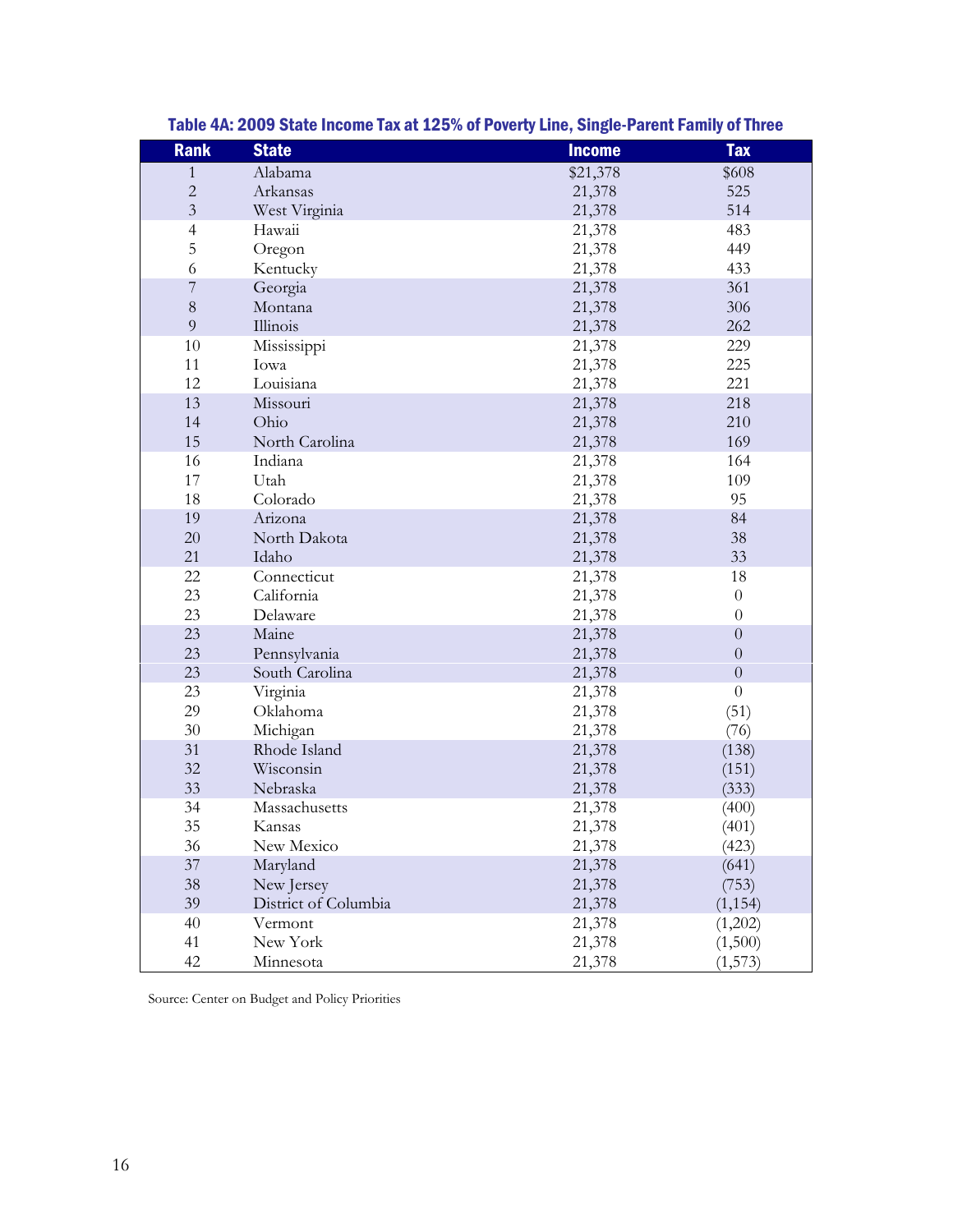## Table 4A: 2009 State Income Tax at 125% of Poverty Line, Single-Parent Family of Three

| Rank | State | Income | Tax |
|---|---|---|---|
| 1 | Alabama | $21,378 | $608 |
| 2 | Arkansas | 21,378 | 525 |
| 3 | West Virginia | 21,378 | 514 |
| 4 | Hawaii | 21,378 | 483 |
| 5 | Oregon | 21,378 | 449 |
| 6 | Kentucky | 21,378 | 433 |
| 7 | Georgia | 21,378 | 361 |
| 8 | Montana | 21,378 | 306 |
| 9 | Illinois | 21,378 | 262 |
| 10 | Mississippi | 21,378 | 229 |
| 11 | Iowa | 21,378 | 225 |
| 12 | Louisiana | 21,378 | 221 |
| 13 | Missouri | 21,378 | 218 |
| 14 | Ohio | 21,378 | 210 |
| 15 | North Carolina | 21,378 | 169 |
| 16 | Indiana | 21,378 | 164 |
| 17 | Utah | 21,378 | 109 |
| 18 | Colorado | 21,378 | 95 |
| 19 | Arizona | 21,378 | 84 |
| 20 | North Dakota | 21,378 | 38 |
| 21 | Idaho | 21,378 | 33 |
| 22 | Connecticut | 21,378 | 18 |
| 23 | California | 21,378 | 0 |
| 23 | Delaware | 21,378 | 0 |
| 23 | Maine | 21,378 | 0 |
| 23 | Pennsylvania | 21,378 | 0 |
| 23 | South Carolina | 21,378 | 0 |
| 23 | Virginia | 21,378 | 0 |
| 29 | Oklahoma | 21,378 | (51) |
| 30 | Michigan | 21,378 | (76) |
| 31 | Rhode Island | 21,378 | (138) |
| 32 | Wisconsin | 21,378 | (151) |
| 33 | Nebraska | 21,378 | (333) |
| 34 | Massachusetts | 21,378 | (400) |
| 35 | Kansas | 21,378 | (401) |
| 36 | New Mexico | 21,378 | (423) |
| 37 | Maryland | 21,378 | (641) |
| 38 | New Jersey | 21,378 | (753) |
| 39 | District of Columbia | 21,378 | (1,154) |
| 40 | Vermont | 21,378 | (1,202) |
| 41 | New York | 21,378 | (1,500) |
| 42 | Minnesota | 21,378 | (1,573) |

Source: Center on Budget and Policy Priorities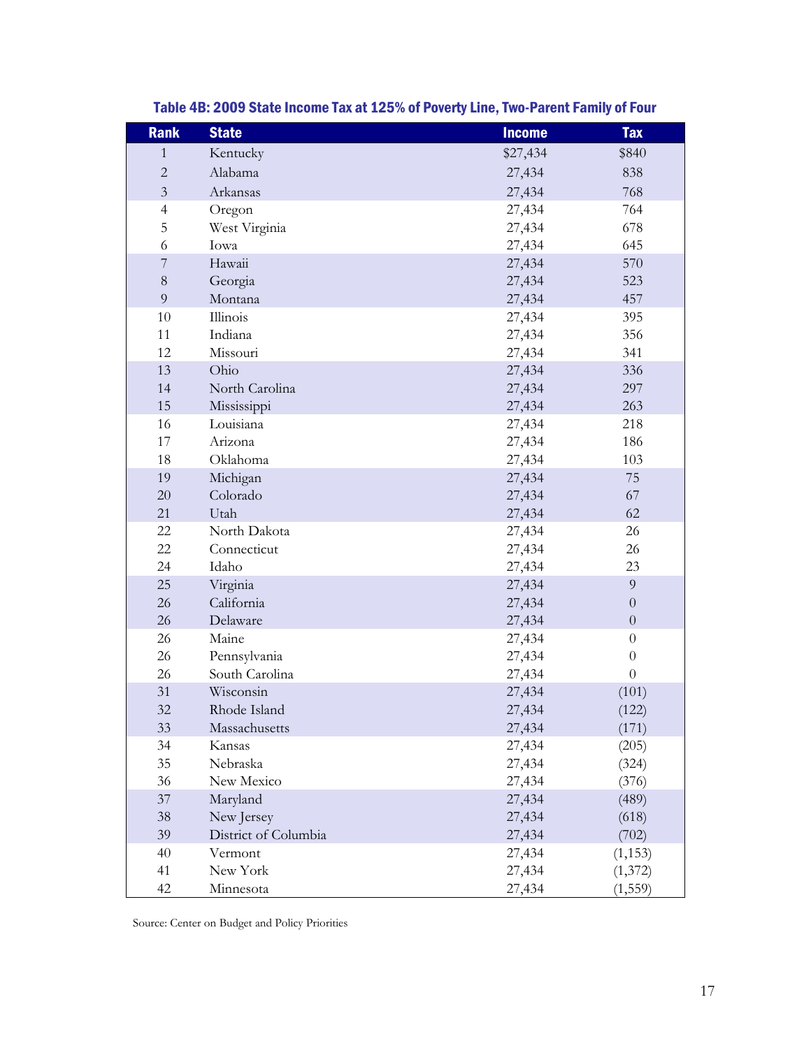## Table 4B: 2009 State Income Tax at 125% of Poverty Line, Two-Parent Family of Four

| Rank | State | Income | Tax |
|---|---|---|---|
| 1 | Kentucky | $27,434 | $840 |
| 2 | Alabama | 27,434 | 838 |
| 3 | Arkansas | 27,434 | 768 |
| 4 | Oregon | 27,434 | 764 |
| 5 | West Virginia | 27,434 | 678 |
| 6 | Iowa | 27,434 | 645 |
| 7 | Hawaii | 27,434 | 570 |
| 8 | Georgia | 27,434 | 523 |
| 9 | Montana | 27,434 | 457 |
| 10 | Illinois | 27,434 | 395 |
| 11 | Indiana | 27,434 | 356 |
| 12 | Missouri | 27,434 | 341 |
| 13 | Ohio | 27,434 | 336 |
| 14 | North Carolina | 27,434 | 297 |
| 15 | Mississippi | 27,434 | 263 |
| 16 | Louisiana | 27,434 | 218 |
| 17 | Arizona | 27,434 | 186 |
| 18 | Oklahoma | 27,434 | 103 |
| 19 | Michigan | 27,434 | 75 |
| 20 | Colorado | 27,434 | 67 |
| 21 | Utah | 27,434 | 62 |
| 22 | North Dakota | 27,434 | 26 |
| 22 | Connecticut | 27,434 | 26 |
| 24 | Idaho | 27,434 | 23 |
| 25 | Virginia | 27,434 | 9 |
| 26 | California | 27,434 | 0 |
| 26 | Delaware | 27,434 | 0 |
| 26 | Maine | 27,434 | 0 |
| 26 | Pennsylvania | 27,434 | 0 |
| 26 | South Carolina | 27,434 | 0 |
| 31 | Wisconsin | 27,434 | (101) |
| 32 | Rhode Island | 27,434 | (122) |
| 33 | Massachusetts | 27,434 | (171) |
| 34 | Kansas | 27,434 | (205) |
| 35 | Nebraska | 27,434 | (324) |
| 36 | New Mexico | 27,434 | (376) |
| 37 | Maryland | 27,434 | (489) |
| 38 | New Jersey | 27,434 | (618) |
| 39 | District of Columbia | 27,434 | (702) |
| 40 | Vermont | 27,434 | (1,153) |
| 41 | New York | 27,434 | (1,372) |
| 42 | Minnesota | 27,434 | (1,559) |

Source: Center on Budget and Policy Priorities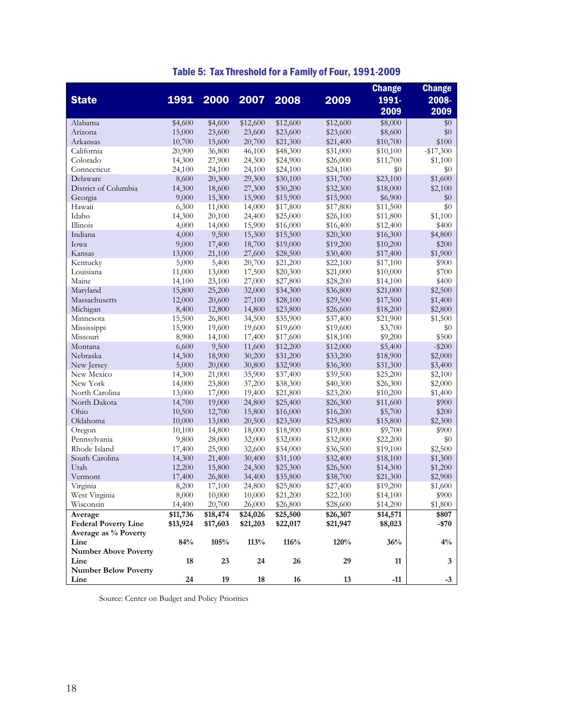## Table 5: Tax Threshold for a Family of Four, 1991-2009

| State | 1991 | 2000 | 2007 | 2008 | 2009 | Change 1991-2009 | Change 2008-2009 |
|---|---|---|---|---|---|---|---|
| Alabama | $4,600 | $4,600 | $12,600 | $12,600 | $12,600 | $8,000 | $0 |
| Arizona | 15,000 | 23,600 | 23,600 | $23,600 | $23,600 | $8,600 | $0 |
| Arkansas | 10,700 | 15,600 | 20,700 | $21,300 | $21,400 | $10,700 | $100 |
| California | 20,900 | 36,800 | 46,100 | $48,300 | $31,000 | $10,100 | -$17,300 |
| Colorado | 14,300 | 27,900 | 24,300 | $24,900 | $26,000 | $11,700 | $1,100 |
| Connecticut | 24,100 | 24,100 | 24,100 | $24,100 | $24,100 | $0 | $0 |
| Delaware | 8,600 | 20,300 | 29,300 | $30,100 | $31,700 | $23,100 | $1,600 |
| District of Columbia | 14,300 | 18,600 | 27,300 | $30,200 | $32,300 | $18,000 | $2,100 |
| Georgia | 9,000 | 15,300 | 15,900 | $15,900 | $15,900 | $6,900 | $0 |
| Hawaii | 6,300 | 11,000 | 14,000 | $17,800 | $17,800 | $11,500 | $0 |
| Idaho | 14,300 | 20,100 | 24,400 | $25,000 | $26,100 | $11,800 | $1,100 |
| Illinois | 4,000 | 14,000 | 15,900 | $16,000 | $16,400 | $12,400 | $400 |
| Indiana | 4,000 | 9,500 | 15,300 | $15,500 | $20,300 | $16,300 | $4,800 |
| Iowa | 9,000 | 17,400 | 18,700 | $19,000 | $19,200 | $10,200 | $200 |
| Kansas | 13,000 | 21,100 | 27,600 | $28,500 | $30,400 | $17,400 | $1,900 |
| Kentucky | 5,000 | 5,400 | 20,700 | $21,200 | $22,100 | $17,100 | $900 |
| Louisiana | 11,000 | 13,000 | 17,500 | $20,300 | $21,000 | $10,000 | $700 |
| Maine | 14,100 | 23,100 | 27,000 | $27,800 | $28,200 | $14,100 | $400 |
| Maryland | 15,800 | 25,200 | 32,000 | $34,300 | $36,800 | $21,000 | $2,500 |
| Massachusetts | 12,000 | 20,600 | 27,100 | $28,100 | $29,500 | $17,500 | $1,400 |
| Michigan | 8,400 | 12,800 | 14,800 | $23,800 | $26,600 | $18,200 | $2,800 |
| Minnesota | 15,500 | 26,800 | 34,500 | $35,900 | $37,400 | $21,900 | $1,500 |
| Mississippi | 15,900 | 19,600 | 19,600 | $19,600 | $19,600 | $3,700 | $0 |
| Missouri | 8,900 | 14,100 | 17,400 | $17,600 | $18,100 | $9,200 | $500 |
| Montana | 6,600 | 9,500 | 11,600 | $12,200 | $12,000 | $5,400 | -$200 |
| Nebraska | 14,300 | 18,900 | 30,200 | $31,200 | $33,200 | $18,900 | $2,000 |
| New Jersey | 5,000 | 20,000 | 30,800 | $32,900 | $36,300 | $31,300 | $3,400 |
| New Mexico | 14,300 | 21,000 | 35,900 | $37,400 | $39,500 | $25,200 | $2,100 |
| New York | 14,000 | 23,800 | 37,200 | $38,300 | $40,300 | $26,300 | $2,000 |
| North Carolina | 13,000 | 17,000 | 19,400 | $21,800 | $23,200 | $10,200 | $1,400 |
| North Dakota | 14,700 | 19,000 | 24,800 | $25,400 | $26,300 | $11,600 | $900 |
| Ohio | 10,500 | 12,700 | 15,800 | $16,000 | $16,200 | $5,700 | $200 |
| Oklahoma | 10,000 | 13,000 | 20,500 | $23,500 | $25,800 | $15,800 | $2,300 |
| Oregon | 10,100 | 14,800 | 18,000 | $18,900 | $19,800 | $9,700 | $900 |
| Pennsylvania | 9,800 | 28,000 | 32,000 | $32,000 | $32,000 | $22,200 | $0 |
| Rhode Island | 17,400 | 25,900 | 32,600 | $34,000 | $36,500 | $19,100 | $2,500 |
| South Carolina | 14,300 | 21,400 | 30,400 | $31,100 | $32,400 | $18,100 | $1,300 |
| Utah | 12,200 | 15,800 | 24,300 | $25,300 | $26,500 | $14,300 | $1,200 |
| Vermont | 17,400 | 26,800 | 34,400 | $35,800 | $38,700 | $21,300 | $2,900 |
| Virginia | 8,200 | 17,100 | 24,800 | $25,800 | $27,400 | $19,200 | $1,600 |
| West Virginia | 8,000 | 10,000 | 10,000 | $21,200 | $22,100 | $14,100 | $900 |
| Wisconsin | 14,400 | 20,700 | 26,000 | $26,800 | $28,600 | $14,200 | $1,800 |
| **Average** | **$11,736** | **$18,474** | **$24,026** | **$25,500** | **$26,307** | **$14,571** | **$807** |
| **Federal Poverty Line** | **$13,924** | **$17,603** | **$21,203** | **$22,017** | **$21,947** | **$8,023** | **-$70** |
| **Average as % Poverty Line** | **84%** | **105%** | **113%** | **116%** | **120%** | **36%** | **4%** |
| **Number Above Poverty Line** | **18** | **23** | **24** | **26** | **29** | **11** | **3** |
| **Number Below Poverty Line** | **24** | **19** | **18** | **16** | **13** | **-11** | **-3** |

Source: Center on Budget and Policy Priorities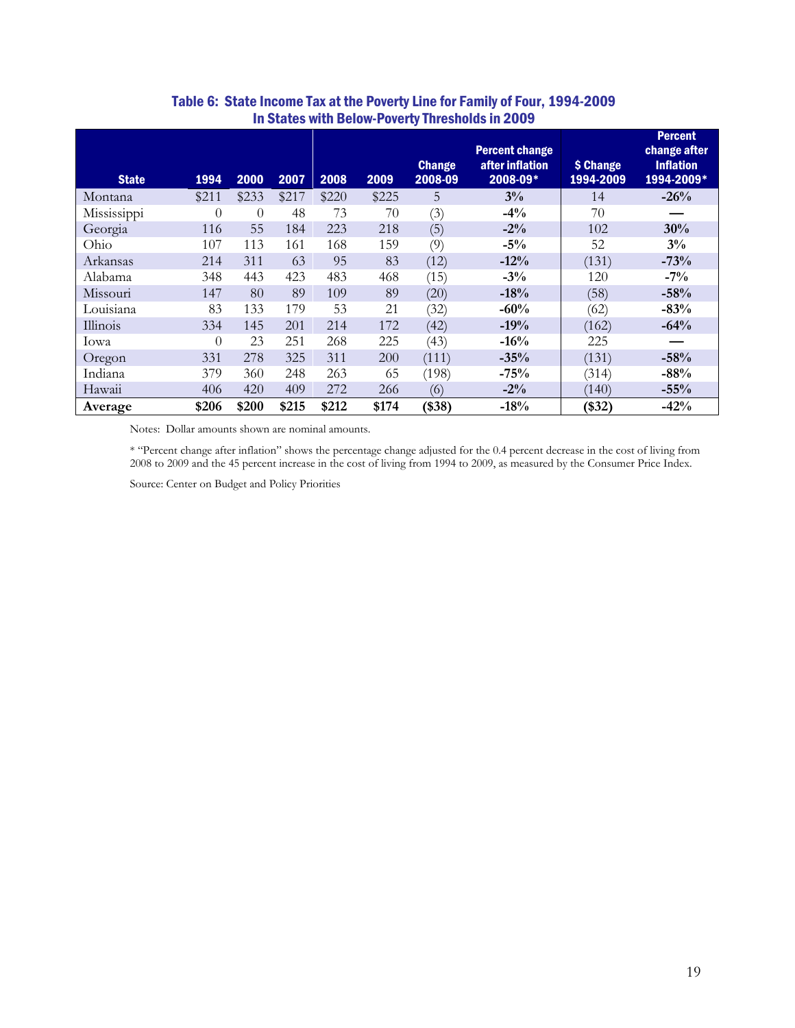### Table 6: State Income Tax at the Poverty Line for Family of Four, 1994-2009 In States with Below-Poverty Thresholds in 2009

| State | 1994 | 2000 | 2007 | 2008 | 2009 | Change 2008-09 | Percent change after inflation 2008-09* | $ Change 1994-2009 | Percent change after Inflation 1994-2009* |
|---|---|---|---|---|---|---|---|---|---|
| Montana | $211 | $233 | $217 | $220 | $225 | 5 | **3%** | 14 | **-26%** |
| Mississippi | 0 | 0 | 48 | 73 | 70 | (3) | **-4%** | 70 | **—** |
| Georgia | 116 | 55 | 184 | 223 | 218 | (5) | **-2%** | 102 | **30%** |
| Ohio | 107 | 113 | 161 | 168 | 159 | (9) | **-5%** | 52 | **3%** |
| Arkansas | 214 | 311 | 63 | 95 | 83 | (12) | **-12%** | (131) | **-73%** |
| Alabama | 348 | 443 | 423 | 483 | 468 | (15) | **-3%** | 120 | **-7%** |
| Missouri | 147 | 80 | 89 | 109 | 89 | (20) | **-18%** | (58) | **-58%** |
| Louisiana | 83 | 133 | 179 | 53 | 21 | (32) | **-60%** | (62) | **-83%** |
| Illinois | 334 | 145 | 201 | 214 | 172 | (42) | **-19%** | (162) | **-64%** |
| Iowa | 0 | 23 | 251 | 268 | 225 | (43) | **-16%** | 225 | **—** |
| Oregon | 331 | 278 | 325 | 311 | 200 | (111) | **-35%** | (131) | **-58%** |
| Indiana | 379 | 360 | 248 | 263 | 65 | (198) | **-75%** | (314) | **-88%** |
| Hawaii | 406 | 420 | 409 | 272 | 266 | (6) | **-2%** | (140) | **-55%** |
| **Average** | **$206** | **$200** | **$215** | **$212** | **$174** | **($38)** | -18% | **($32)** | -42% |

Notes: Dollar amounts shown are nominal amounts.

* "Percent change after inflation" shows the percentage change adjusted for the 0.4 percent decrease in the cost of living from 2008 to 2009 and the 45 percent increase in the cost of living from 1994 to 2009, as measured by the Consumer Price Index.

Source: Center on Budget and Policy Priorities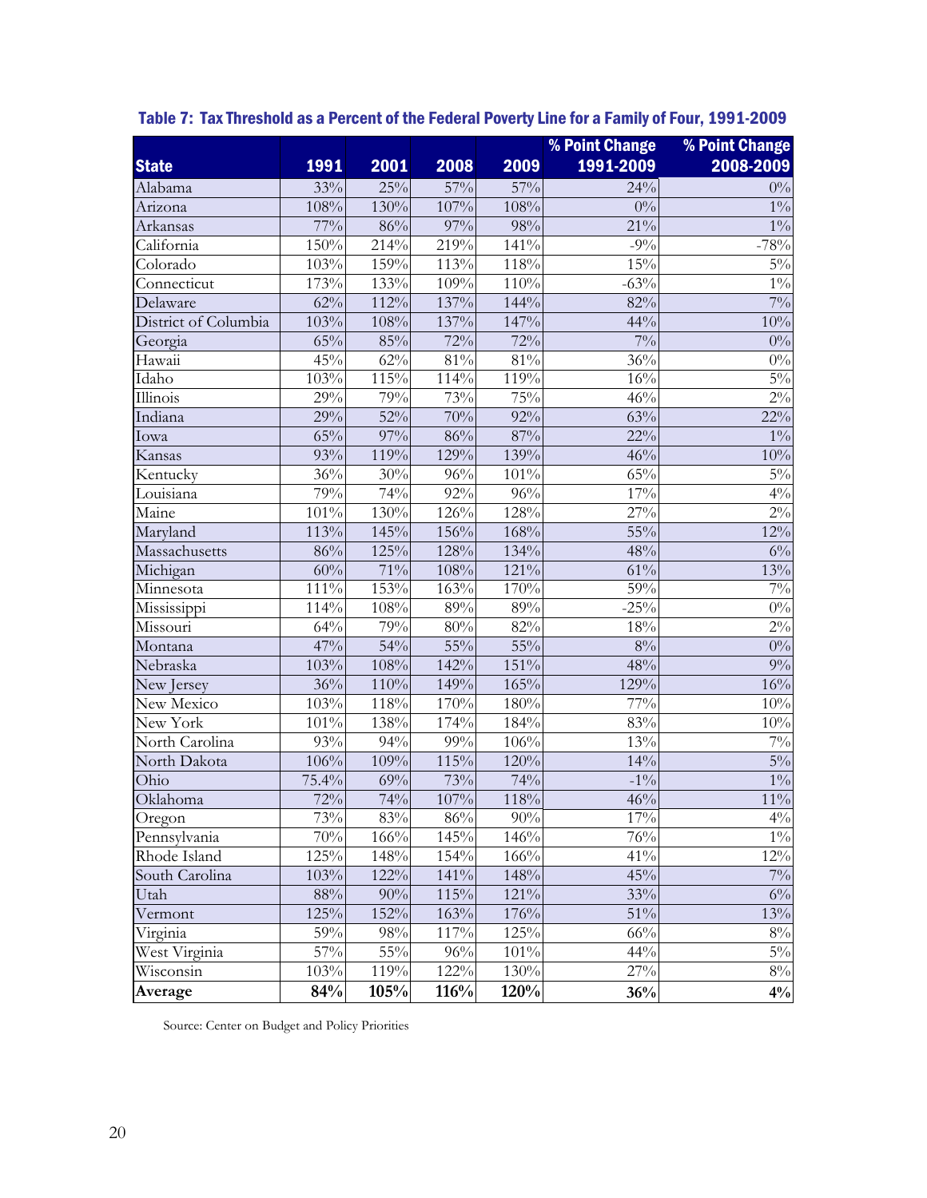### Table 7: Tax Threshold as a Percent of the Federal Poverty Line for a Family of Four, 1991-2009

| State | 1991 | 2001 | 2008 | 2009 | % Point Change 1991-2009 | % Point Change 2008-2009 |
|---|---|---|---|---|---|---|
| Alabama | 33% | 25% | 57% | 57% | 24% | 0% |
| Arizona | 108% | 130% | 107% | 108% | 0% | 1% |
| Arkansas | 77% | 86% | 97% | 98% | 21% | 1% |
| California | 150% | 214% | 219% | 141% | -9% | -78% |
| Colorado | 103% | 159% | 113% | 118% | 15% | 5% |
| Connecticut | 173% | 133% | 109% | 110% | -63% | 1% |
| Delaware | 62% | 112% | 137% | 144% | 82% | 7% |
| District of Columbia | 103% | 108% | 137% | 147% | 44% | 10% |
| Georgia | 65% | 85% | 72% | 72% | 7% | 0% |
| Hawaii | 45% | 62% | 81% | 81% | 36% | 0% |
| Idaho | 103% | 115% | 114% | 119% | 16% | 5% |
| Illinois | 29% | 79% | 73% | 75% | 46% | 2% |
| Indiana | 29% | 52% | 70% | 92% | 63% | 22% |
| Iowa | 65% | 97% | 86% | 87% | 22% | 1% |
| Kansas | 93% | 119% | 129% | 139% | 46% | 10% |
| Kentucky | 36% | 30% | 96% | 101% | 65% | 5% |
| Louisiana | 79% | 74% | 92% | 96% | 17% | 4% |
| Maine | 101% | 130% | 126% | 128% | 27% | 2% |
| Maryland | 113% | 145% | 156% | 168% | 55% | 12% |
| Massachusetts | 86% | 125% | 128% | 134% | 48% | 6% |
| Michigan | 60% | 71% | 108% | 121% | 61% | 13% |
| Minnesota | 111% | 153% | 163% | 170% | 59% | 7% |
| Mississippi | 114% | 108% | 89% | 89% | -25% | 0% |
| Missouri | 64% | 79% | 80% | 82% | 18% | 2% |
| Montana | 47% | 54% | 55% | 55% | 8% | 0% |
| Nebraska | 103% | 108% | 142% | 151% | 48% | 9% |
| New Jersey | 36% | 110% | 149% | 165% | 129% | 16% |
| New Mexico | 103% | 118% | 170% | 180% | 77% | 10% |
| New York | 101% | 138% | 174% | 184% | 83% | 10% |
| North Carolina | 93% | 94% | 99% | 106% | 13% | 7% |
| North Dakota | 106% | 109% | 115% | 120% | 14% | 5% |
| Ohio | 75.4% | 69% | 73% | 74% | -1% | 1% |
| Oklahoma | 72% | 74% | 107% | 118% | 46% | 11% |
| Oregon | 73% | 83% | 86% | 90% | 17% | 4% |
| Pennsylvania | 70% | 166% | 145% | 146% | 76% | 1% |
| Rhode Island | 125% | 148% | 154% | 166% | 41% | 12% |
| South Carolina | 103% | 122% | 141% | 148% | 45% | 7% |
| Utah | 88% | 90% | 115% | 121% | 33% | 6% |
| Vermont | 125% | 152% | 163% | 176% | 51% | 13% |
| Virginia | 59% | 98% | 117% | 125% | 66% | 8% |
| West Virginia | 57% | 55% | 96% | 101% | 44% | 5% |
| Wisconsin | 103% | 119% | 122% | 130% | 27% | 8% |
| **Average** | **84%** | **105%** | **116%** | **120%** | **36%** | **4%** |

Source: Center on Budget and Policy Priorities